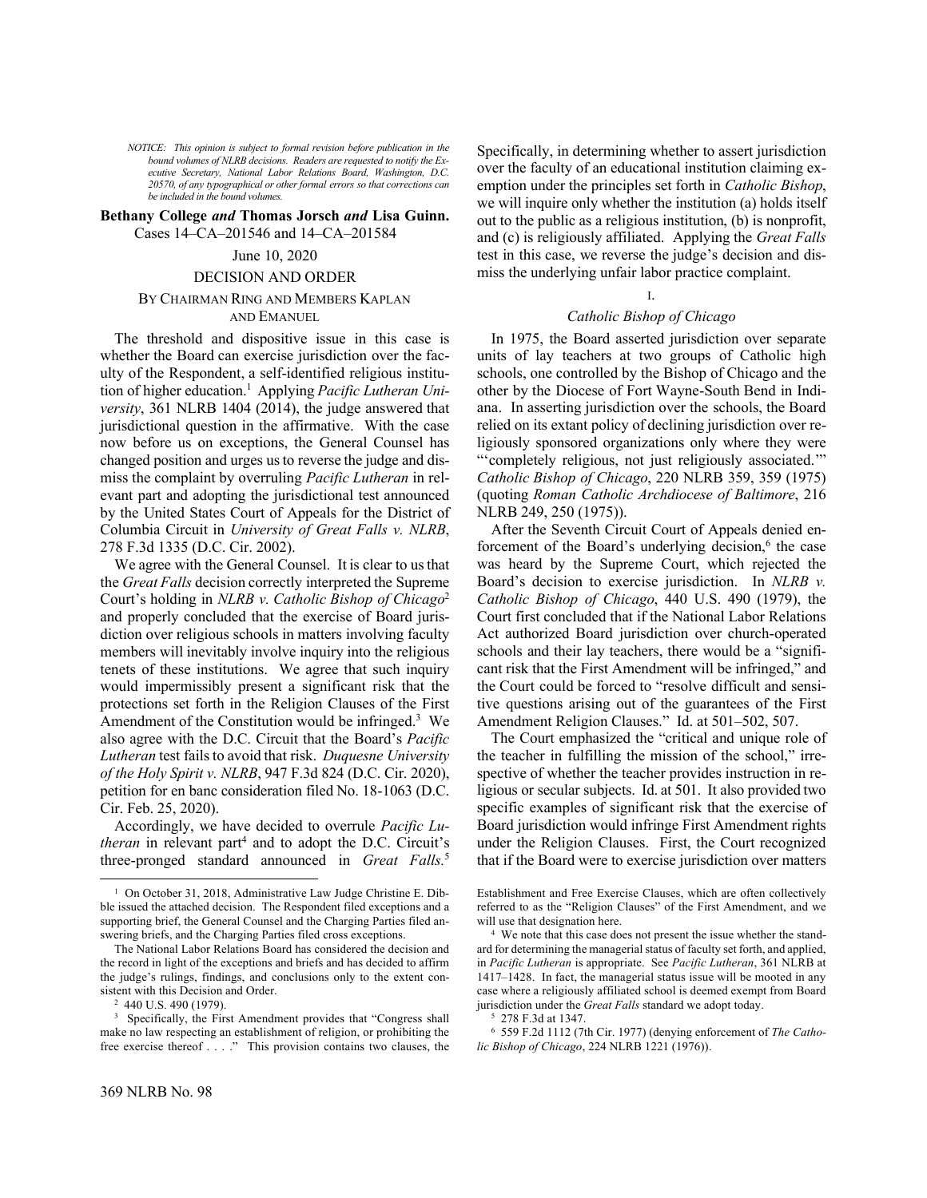*NOTICE: This opinion is subject to formal revision before publication in the bound volumes of NLRB decisions. Readers are requested to notify the Executive Secretary, National Labor Relations Board, Washington, D.C. 20570, of any typographical or other formal errors so that corrections can be included in the bound volumes.*

**Bethany College *and* Thomas Jorsch *and* Lisa Guinn.** Cases 14–CA–201546 and 14–CA–201584

June 10, 2020

DECISION AND ORDER

BY CHAIRMAN RING AND MEMBERS KAPLAN AND EMANUEL

The threshold and dispositive issue in this case is whether the Board can exercise jurisdiction over the faculty of the Respondent, a self-identified religious institution of higher education.[1] Applying *Pacific Lutheran University*, 361 NLRB 1404 (2014), the judge answered that jurisdictional question in the affirmative. With the case now before us on exceptions, the General Counsel has changed position and urges us to reverse the judge and dismiss the complaint by overruling *Pacific Lutheran* in relevant part and adopting the jurisdictional test announced by the United States Court of Appeals for the District of Columbia Circuit in *University of Great Falls v. NLRB*, 278 F.3d 1335 (D.C. Cir. 2002).

We agree with the General Counsel. It is clear to us that the *Great Falls* decision correctly interpreted the Supreme Court's holding in *NLRB v. Catholic Bishop of Chicago*[2] and properly concluded that the exercise of Board jurisdiction over religious schools in matters involving faculty members will inevitably involve inquiry into the religious tenets of these institutions. We agree that such inquiry would impermissibly present a significant risk that the protections set forth in the Religion Clauses of the First Amendment of the Constitution would be infringed.[3] We also agree with the D.C. Circuit that the Board's *Pacific Lutheran* test fails to avoid that risk. *Duquesne University of the Holy Spirit v. NLRB*, 947 F.3d 824 (D.C. Cir. 2020), petition for en banc consideration filed No. 18-1063 (D.C. Cir. Feb. 25, 2020).

Accordingly, we have decided to overrule *Pacific Lutheran* in relevant part[4] and to adopt the D.C. Circuit's three-pronged standard announced in *Great Falls.*[5] Specifically, in determining whether to assert jurisdiction over the faculty of an educational institution claiming exemption under the principles set forth in *Catholic Bishop*, we will inquire only whether the institution (a) holds itself out to the public as a religious institution, (b) is nonprofit, and (c) is religiously affiliated. Applying the *Great Falls* test in this case, we reverse the judge's decision and dismiss the underlying unfair labor practice complaint.

I.

*Catholic Bishop of Chicago*

In 1975, the Board asserted jurisdiction over separate units of lay teachers at two groups of Catholic high schools, one controlled by the Bishop of Chicago and the other by the Diocese of Fort Wayne-South Bend in Indiana. In asserting jurisdiction over the schools, the Board relied on its extant policy of declining jurisdiction over religiously sponsored organizations only where they were "'completely religious, not just religiously associated.'" *Catholic Bishop of Chicago*, 220 NLRB 359, 359 (1975) (quoting *Roman Catholic Archdiocese of Baltimore*, 216 NLRB 249, 250 (1975)).

After the Seventh Circuit Court of Appeals denied enforcement of the Board's underlying decision,[6] the case was heard by the Supreme Court, which rejected the Board's decision to exercise jurisdiction. In *NLRB v. Catholic Bishop of Chicago*, 440 U.S. 490 (1979), the Court first concluded that if the National Labor Relations Act authorized Board jurisdiction over church-operated schools and their lay teachers, there would be a "significant risk that the First Amendment will be infringed," and the Court could be forced to "resolve difficult and sensitive questions arising out of the guarantees of the First Amendment Religion Clauses." Id. at 501–502, 507.

The Court emphasized the "critical and unique role of the teacher in fulfilling the mission of the school," irrespective of whether the teacher provides instruction in religious or secular subjects. Id. at 501. It also provided two specific examples of significant risk that the exercise of Board jurisdiction would infringe First Amendment rights under the Religion Clauses. First, the Court recognized that if the Board were to exercise jurisdiction over matters

---

[1] On October 31, 2018, Administrative Law Judge Christine E. Dibble issued the attached decision. The Respondent filed exceptions and a supporting brief, the General Counsel and the Charging Parties filed answering briefs, and the Charging Parties filed cross exceptions.

The National Labor Relations Board has considered the decision and the record in light of the exceptions and briefs and has decided to affirm the judge's rulings, findings, and conclusions only to the extent consistent with this Decision and Order.

[2] 440 U.S. 490 (1979).

[3] Specifically, the First Amendment provides that "Congress shall make no law respecting an establishment of religion, or prohibiting the free exercise thereof . . . ." This provision contains two clauses, the Establishment and Free Exercise Clauses, which are often collectively referred to as the "Religion Clauses" of the First Amendment, and we will use that designation here.

[4] We note that this case does not present the issue whether the standard for determining the managerial status of faculty set forth, and applied, in *Pacific Lutheran* is appropriate. See *Pacific Lutheran*, 361 NLRB at 1417–1428. In fact, the managerial status issue will be mooted in any case where a religiously affiliated school is deemed exempt from Board jurisdiction under the *Great Falls* standard we adopt today.

[5] 278 F.3d at 1347.

[6] 559 F.2d 1112 (7th Cir. 1977) (denying enforcement of *The Catholic Bishop of Chicago*, 224 NLRB 1221 (1976)).

369 NLRB No. 98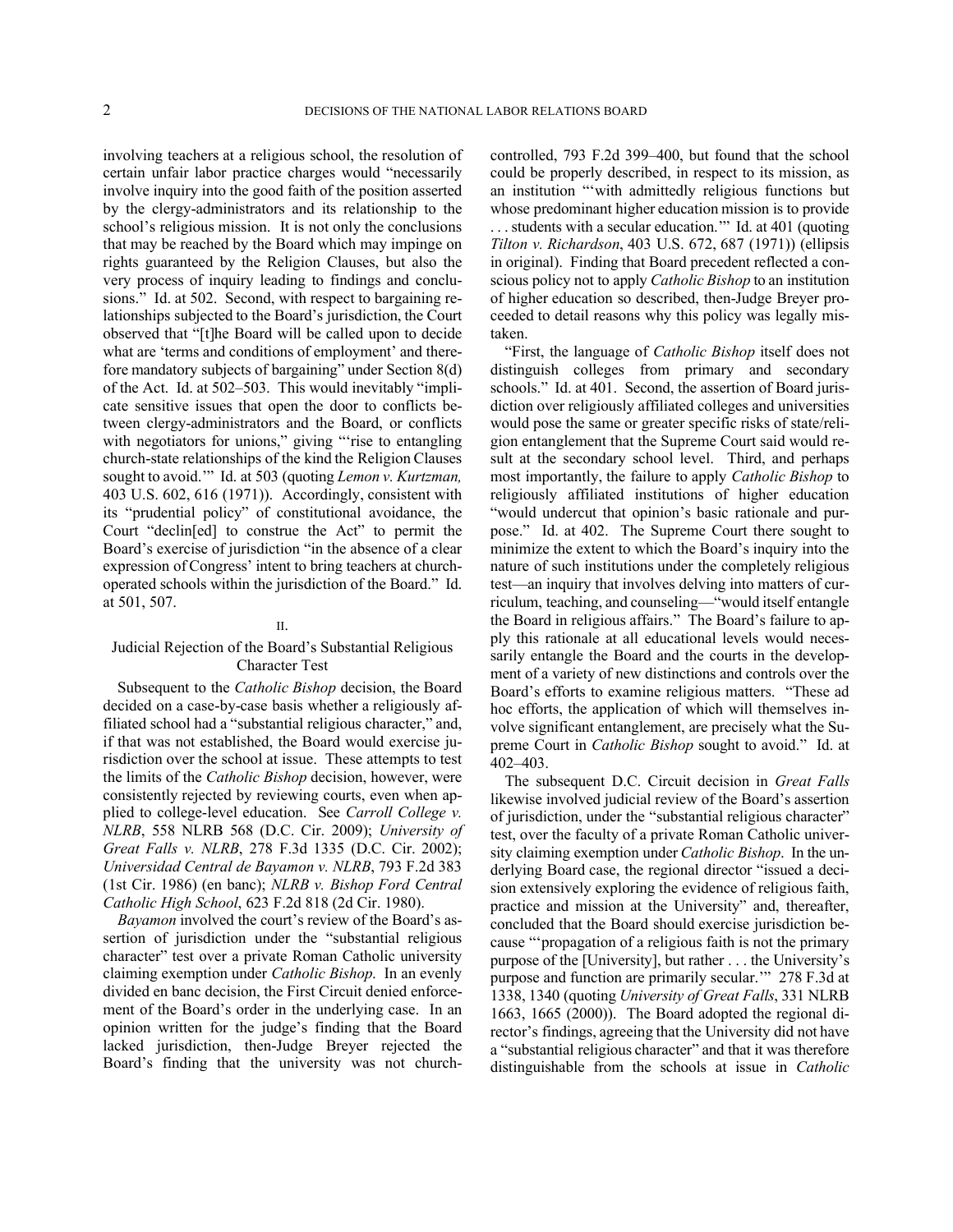involving teachers at a religious school, the resolution of certain unfair labor practice charges would "necessarily involve inquiry into the good faith of the position asserted by the clergy-administrators and its relationship to the school's religious mission. It is not only the conclusions that may be reached by the Board which may impinge on rights guaranteed by the Religion Clauses, but also the very process of inquiry leading to findings and conclusions." Id. at 502. Second, with respect to bargaining relationships subjected to the Board's jurisdiction, the Court observed that "[t]he Board will be called upon to decide what are 'terms and conditions of employment' and therefore mandatory subjects of bargaining" under Section 8(d) of the Act. Id. at 502–503. This would inevitably "implicate sensitive issues that open the door to conflicts between clergy-administrators and the Board, or conflicts with negotiators for unions," giving "'rise to entangling church-state relationships of the kind the Religion Clauses sought to avoid.'" Id. at 503 (quoting *Lemon v. Kurtzman,* 403 U.S. 602, 616 (1971)). Accordingly, consistent with its "prudential policy" of constitutional avoidance, the Court "declin[ed] to construe the Act" to permit the Board's exercise of jurisdiction "in the absence of a clear expression of Congress' intent to bring teachers at church-operated schools within the jurisdiction of the Board." Id. at 501, 507.

## II.

## Judicial Rejection of the Board's Substantial Religious Character Test

Subsequent to the *Catholic Bishop* decision, the Board decided on a case-by-case basis whether a religiously affiliated school had a "substantial religious character," and, if that was not established, the Board would exercise jurisdiction over the school at issue. These attempts to test the limits of the *Catholic Bishop* decision, however, were consistently rejected by reviewing courts, even when applied to college-level education. See *Carroll College v. NLRB*, 558 NLRB 568 (D.C. Cir. 2009); *University of Great Falls v. NLRB*, 278 F.3d 1335 (D.C. Cir. 2002); *Universidad Central de Bayamon v. NLRB*, 793 F.2d 383 (1st Cir. 1986) (en banc); *NLRB v. Bishop Ford Central Catholic High School*, 623 F.2d 818 (2d Cir. 1980).

*Bayamon* involved the court's review of the Board's assertion of jurisdiction under the "substantial religious character" test over a private Roman Catholic university claiming exemption under *Catholic Bishop.* In an evenly divided en banc decision, the First Circuit denied enforcement of the Board's order in the underlying case. In an opinion written for the judge's finding that the Board lacked jurisdiction, then-Judge Breyer rejected the Board's finding that the university was not church-controlled, 793 F.2d 399–400, but found that the school could be properly described, in respect to its mission, as an institution "'with admittedly religious functions but whose predominant higher education mission is to provide . . . students with a secular education.'" Id. at 401 (quoting *Tilton v. Richardson*, 403 U.S. 672, 687 (1971)) (ellipsis in original). Finding that Board precedent reflected a conscious policy not to apply *Catholic Bishop* to an institution of higher education so described, then-Judge Breyer proceeded to detail reasons why this policy was legally mistaken.

"First, the language of *Catholic Bishop* itself does not distinguish colleges from primary and secondary schools." Id. at 401. Second, the assertion of Board jurisdiction over religiously affiliated colleges and universities would pose the same or greater specific risks of state/religion entanglement that the Supreme Court said would result at the secondary school level. Third, and perhaps most importantly, the failure to apply *Catholic Bishop* to religiously affiliated institutions of higher education "would undercut that opinion's basic rationale and purpose." Id. at 402. The Supreme Court there sought to minimize the extent to which the Board's inquiry into the nature of such institutions under the completely religious test—an inquiry that involves delving into matters of curriculum, teaching, and counseling—"would itself entangle the Board in religious affairs." The Board's failure to apply this rationale at all educational levels would necessarily entangle the Board and the courts in the development of a variety of new distinctions and controls over the Board's efforts to examine religious matters. "These ad hoc efforts, the application of which will themselves involve significant entanglement, are precisely what the Supreme Court in *Catholic Bishop* sought to avoid." Id. at 402–403.

The subsequent D.C. Circuit decision in *Great Falls* likewise involved judicial review of the Board's assertion of jurisdiction, under the "substantial religious character" test, over the faculty of a private Roman Catholic university claiming exemption under *Catholic Bishop*. In the underlying Board case, the regional director "issued a decision extensively exploring the evidence of religious faith, practice and mission at the University" and, thereafter, concluded that the Board should exercise jurisdiction because "'propagation of a religious faith is not the primary purpose of the [University], but rather . . . the University's purpose and function are primarily secular.'" 278 F.3d at 1338, 1340 (quoting *University of Great Falls*, 331 NLRB 1663, 1665 (2000)). The Board adopted the regional director's findings, agreeing that the University did not have a "substantial religious character" and that it was therefore distinguishable from the schools at issue in *Catholic*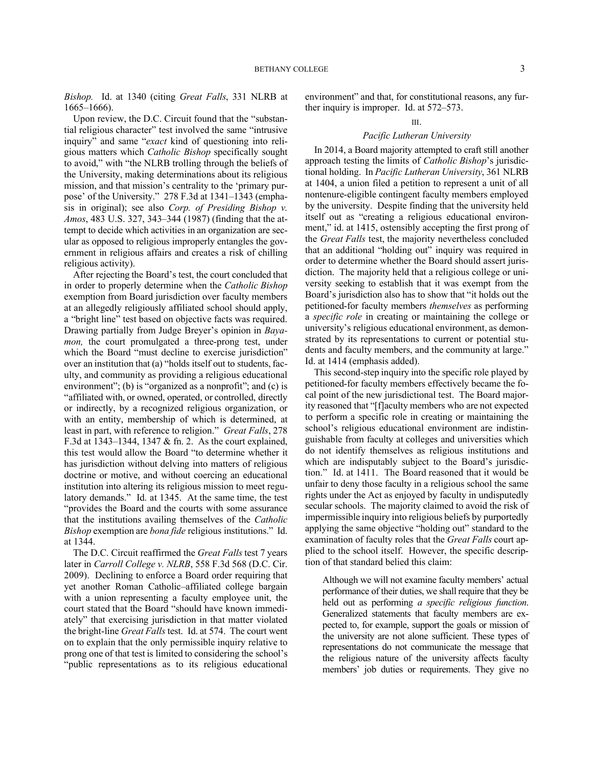*Bishop.* Id. at 1340 (citing *Great Falls*, 331 NLRB at 1665–1666).

Upon review, the D.C. Circuit found that the "substantial religious character" test involved the same "intrusive inquiry" and same "*exact* kind of questioning into religious matters which *Catholic Bishop* specifically sought to avoid," with "the NLRB trolling through the beliefs of the University, making determinations about its religious mission, and that mission's centrality to the 'primary purpose' of the University." 278 F.3d at 1341–1343 (emphasis in original); see also *Corp. of Presiding Bishop v. Amos*, 483 U.S. 327, 343–344 (1987) (finding that the attempt to decide which activities in an organization are secular as opposed to religious improperly entangles the government in religious affairs and creates a risk of chilling religious activity).

After rejecting the Board's test, the court concluded that in order to properly determine when the *Catholic Bishop* exemption from Board jurisdiction over faculty members at an allegedly religiously affiliated school should apply, a "bright line" test based on objective facts was required. Drawing partially from Judge Breyer's opinion in *Bayamon,* the court promulgated a three-prong test, under which the Board "must decline to exercise jurisdiction" over an institution that (a) "holds itself out to students, faculty, and community as providing a religious educational environment"; (b) is "organized as a nonprofit"; and (c) is "affiliated with, or owned, operated, or controlled, directly or indirectly, by a recognized religious organization, or with an entity, membership of which is determined, at least in part, with reference to religion." *Great Falls*, 278 F.3d at 1343–1344, 1347 & fn. 2. As the court explained, this test would allow the Board "to determine whether it has jurisdiction without delving into matters of religious doctrine or motive, and without coercing an educational institution into altering its religious mission to meet regulatory demands." Id. at 1345. At the same time, the test "provides the Board and the courts with some assurance that the institutions availing themselves of the *Catholic Bishop* exemption are *bona fide* religious institutions." Id. at 1344.

The D.C. Circuit reaffirmed the *Great Falls* test 7 years later in *Carroll College v. NLRB*, 558 F.3d 568 (D.C. Cir. 2009). Declining to enforce a Board order requiring that yet another Roman Catholic–affiliated college bargain with a union representing a faculty employee unit, the court stated that the Board "should have known immediately" that exercising jurisdiction in that matter violated the bright-line *Great Falls* test. Id. at 574. The court went on to explain that the only permissible inquiry relative to prong one of that test is limited to considering the school's "public representations as to its religious educational environment" and that, for constitutional reasons, any further inquiry is improper. Id. at 572–573.

## III.

### *Pacific Lutheran University*

In 2014, a Board majority attempted to craft still another approach testing the limits of *Catholic Bishop*'s jurisdictional holding. In *Pacific Lutheran University*, 361 NLRB at 1404, a union filed a petition to represent a unit of all nontenure-eligible contingent faculty members employed by the university. Despite finding that the university held itself out as "creating a religious educational environment," id. at 1415, ostensibly accepting the first prong of the *Great Falls* test, the majority nevertheless concluded that an additional "holding out" inquiry was required in order to determine whether the Board should assert jurisdiction. The majority held that a religious college or university seeking to establish that it was exempt from the Board's jurisdiction also has to show that "it holds out the petitioned-for faculty members *themselves* as performing a *specific role* in creating or maintaining the college or university's religious educational environment, as demonstrated by its representations to current or potential students and faculty members, and the community at large." Id. at 1414 (emphasis added).

This second-step inquiry into the specific role played by petitioned-for faculty members effectively became the focal point of the new jurisdictional test. The Board majority reasoned that "[f]aculty members who are not expected to perform a specific role in creating or maintaining the school's religious educational environment are indistinguishable from faculty at colleges and universities which do not identify themselves as religious institutions and which are indisputably subject to the Board's jurisdiction." Id. at 1411. The Board reasoned that it would be unfair to deny those faculty in a religious school the same rights under the Act as enjoyed by faculty in undisputedly secular schools. The majority claimed to avoid the risk of impermissible inquiry into religious beliefs by purportedly applying the same objective "holding out" standard to the examination of faculty roles that the *Great Falls* court applied to the school itself. However, the specific description of that standard belied this claim:

> Although we will not examine faculty members' actual performance of their duties, we shall require that they be held out as performing *a specific religious function*. Generalized statements that faculty members are expected to, for example, support the goals or mission of the university are not alone sufficient. These types of representations do not communicate the message that the religious nature of the university affects faculty members' job duties or requirements. They give no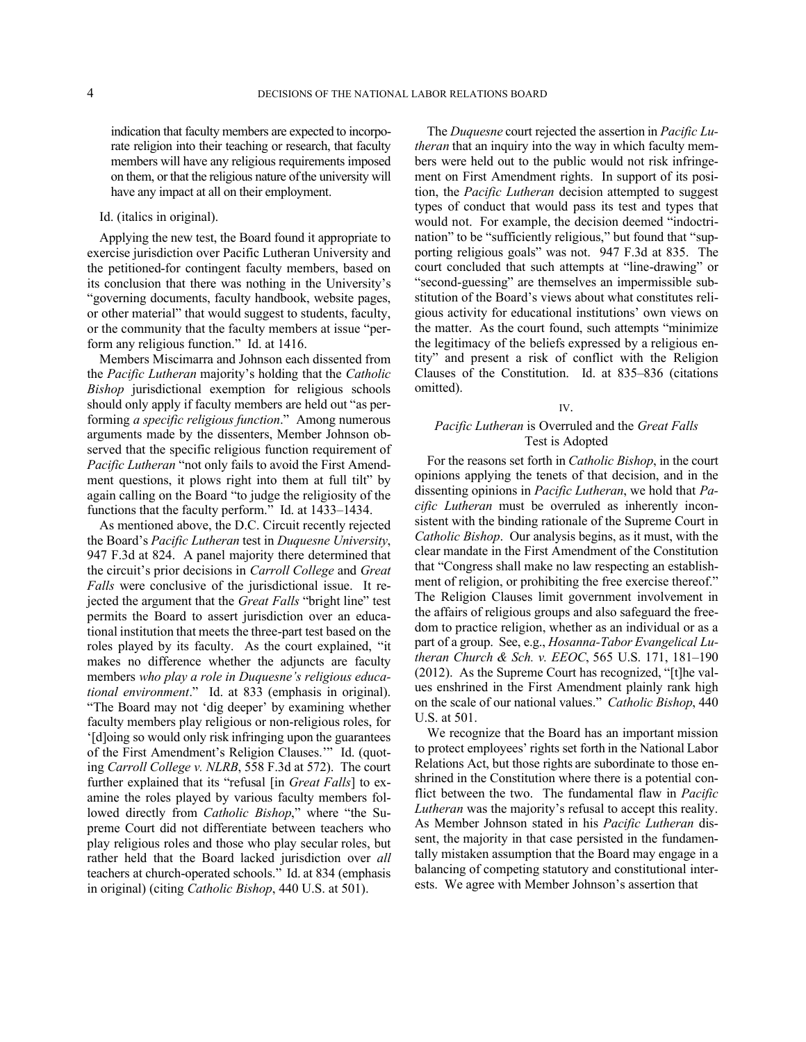> indication that faculty members are expected to incorporate religion into their teaching or research, that faculty members will have any religious requirements imposed on them, or that the religious nature of the university will have any impact at all on their employment.

Id. (italics in original).

Applying the new test, the Board found it appropriate to exercise jurisdiction over Pacific Lutheran University and the petitioned-for contingent faculty members, based on its conclusion that there was nothing in the University's "governing documents, faculty handbook, website pages, or other material" that would suggest to students, faculty, or the community that the faculty members at issue "perform any religious function." Id. at 1416.

Members Miscimarra and Johnson each dissented from the *Pacific Lutheran* majority's holding that the *Catholic Bishop* jurisdictional exemption for religious schools should only apply if faculty members are held out "as performing *a specific religious function*." Among numerous arguments made by the dissenters, Member Johnson observed that the specific religious function requirement of *Pacific Lutheran* "not only fails to avoid the First Amendment questions, it plows right into them at full tilt" by again calling on the Board "to judge the religiosity of the functions that the faculty perform." Id. at 1433–1434.

As mentioned above, the D.C. Circuit recently rejected the Board's *Pacific Lutheran* test in *Duquesne University*, 947 F.3d at 824. A panel majority there determined that the circuit's prior decisions in *Carroll College* and *Great Falls* were conclusive of the jurisdictional issue. It rejected the argument that the *Great Falls* "bright line" test permits the Board to assert jurisdiction over an educational institution that meets the three-part test based on the roles played by its faculty. As the court explained, "it makes no difference whether the adjuncts are faculty members *who play a role in Duquesne's religious educational environment*." Id. at 833 (emphasis in original). "The Board may not 'dig deeper' by examining whether faculty members play religious or non-religious roles, for '[d]oing so would only risk infringing upon the guarantees of the First Amendment's Religion Clauses.'" Id. (quoting *Carroll College v. NLRB*, 558 F.3d at 572). The court further explained that its "refusal [in *Great Falls*] to examine the roles played by various faculty members followed directly from *Catholic Bishop*," where "the Supreme Court did not differentiate between teachers who play religious roles and those who play secular roles, but rather held that the Board lacked jurisdiction over *all* teachers at church-operated schools." Id. at 834 (emphasis in original) (citing *Catholic Bishop*, 440 U.S. at 501).

The *Duquesne* court rejected the assertion in *Pacific Lutheran* that an inquiry into the way in which faculty members were held out to the public would not risk infringement on First Amendment rights. In support of its position, the *Pacific Lutheran* decision attempted to suggest types of conduct that would pass its test and types that would not. For example, the decision deemed "indoctrination" to be "sufficiently religious," but found that "supporting religious goals" was not. 947 F.3d at 835. The court concluded that such attempts at "line-drawing" or "second-guessing" are themselves an impermissible substitution of the Board's views about what constitutes religious activity for educational institutions' own views on the matter. As the court found, such attempts "minimize the legitimacy of the beliefs expressed by a religious entity" and present a risk of conflict with the Religion Clauses of the Constitution. Id. at 835–836 (citations omitted).

## IV.

## *Pacific Lutheran* is Overruled and the *Great Falls* Test is Adopted

For the reasons set forth in *Catholic Bishop*, in the court opinions applying the tenets of that decision, and in the dissenting opinions in *Pacific Lutheran*, we hold that *Pacific Lutheran* must be overruled as inherently inconsistent with the binding rationale of the Supreme Court in *Catholic Bishop*. Our analysis begins, as it must, with the clear mandate in the First Amendment of the Constitution that "Congress shall make no law respecting an establishment of religion, or prohibiting the free exercise thereof." The Religion Clauses limit government involvement in the affairs of religious groups and also safeguard the freedom to practice religion, whether as an individual or as a part of a group. See, e.g., *Hosanna-Tabor Evangelical Lutheran Church & Sch. v. EEOC*, 565 U.S. 171, 181–190 (2012). As the Supreme Court has recognized, "[t]he values enshrined in the First Amendment plainly rank high on the scale of our national values." *Catholic Bishop*, 440 U.S. at 501.

We recognize that the Board has an important mission to protect employees' rights set forth in the National Labor Relations Act, but those rights are subordinate to those enshrined in the Constitution where there is a potential conflict between the two. The fundamental flaw in *Pacific Lutheran* was the majority's refusal to accept this reality. As Member Johnson stated in his *Pacific Lutheran* dissent, the majority in that case persisted in the fundamentally mistaken assumption that the Board may engage in a balancing of competing statutory and constitutional interests. We agree with Member Johnson's assertion that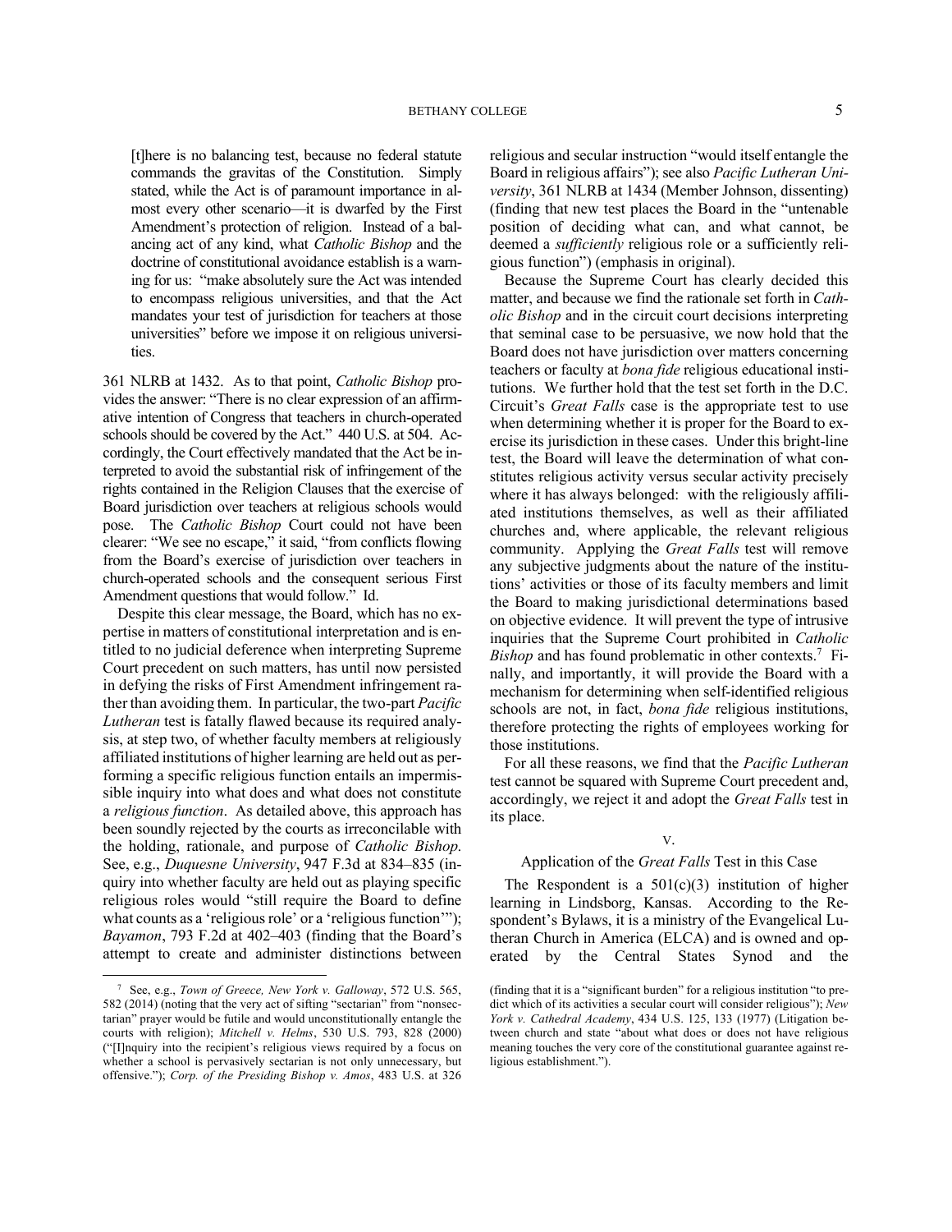> [t]here is no balancing test, because no federal statute commands the gravitas of the Constitution. Simply stated, while the Act is of paramount importance in almost every other scenario—it is dwarfed by the First Amendment's protection of religion. Instead of a balancing act of any kind, what *Catholic Bishop* and the doctrine of constitutional avoidance establish is a warning for us: "make absolutely sure the Act was intended to encompass religious universities, and that the Act mandates your test of jurisdiction for teachers at those universities" before we impose it on religious universities.

361 NLRB at 1432. As to that point, *Catholic Bishop* provides the answer: "There is no clear expression of an affirmative intention of Congress that teachers in church-operated schools should be covered by the Act." 440 U.S. at 504. Accordingly, the Court effectively mandated that the Act be interpreted to avoid the substantial risk of infringement of the rights contained in the Religion Clauses that the exercise of Board jurisdiction over teachers at religious schools would pose. The *Catholic Bishop* Court could not have been clearer: "We see no escape," it said, "from conflicts flowing from the Board's exercise of jurisdiction over teachers in church-operated schools and the consequent serious First Amendment questions that would follow." Id.

Despite this clear message, the Board, which has no expertise in matters of constitutional interpretation and is entitled to no judicial deference when interpreting Supreme Court precedent on such matters, has until now persisted in defying the risks of First Amendment infringement rather than avoiding them. In particular, the two-part *Pacific Lutheran* test is fatally flawed because its required analysis, at step two, of whether faculty members at religiously affiliated institutions of higher learning are held out as performing a specific religious function entails an impermissible inquiry into what does and what does not constitute a *religious function*. As detailed above, this approach has been soundly rejected by the courts as irreconcilable with the holding, rationale, and purpose of *Catholic Bishop*. See, e.g., *Duquesne University*, 947 F.3d at 834–835 (inquiry into whether faculty are held out as playing specific religious roles would "still require the Board to define what counts as a 'religious role' or a 'religious function'"); *Bayamon*, 793 F.2d at 402–403 (finding that the Board's attempt to create and administer distinctions between religious and secular instruction "would itself entangle the Board in religious affairs"); see also *Pacific Lutheran University*, 361 NLRB at 1434 (Member Johnson, dissenting) (finding that new test places the Board in the "untenable position of deciding what can, and what cannot, be deemed a *sufficiently* religious role or a sufficiently religious function") (emphasis in original).

Because the Supreme Court has clearly decided this matter, and because we find the rationale set forth in *Catholic Bishop* and in the circuit court decisions interpreting that seminal case to be persuasive, we now hold that the Board does not have jurisdiction over matters concerning teachers or faculty at *bona fide* religious educational institutions. We further hold that the test set forth in the D.C. Circuit's *Great Falls* case is the appropriate test to use when determining whether it is proper for the Board to exercise its jurisdiction in these cases. Under this bright-line test, the Board will leave the determination of what constitutes religious activity versus secular activity precisely where it has always belonged: with the religiously affiliated institutions themselves, as well as their affiliated churches and, where applicable, the relevant religious community. Applying the *Great Falls* test will remove any subjective judgments about the nature of the institutions' activities or those of its faculty members and limit the Board to making jurisdictional determinations based on objective evidence. It will prevent the type of intrusive inquiries that the Supreme Court prohibited in *Catholic Bishop* and has found problematic in other contexts.[7] Finally, and importantly, it will provide the Board with a mechanism for determining when self-identified religious schools are not, in fact, *bona fide* religious institutions, therefore protecting the rights of employees working for those institutions.

For all these reasons, we find that the *Pacific Lutheran* test cannot be squared with Supreme Court precedent and, accordingly, we reject it and adopt the *Great Falls* test in its place.

## V.

### Application of the *Great Falls* Test in this Case

The Respondent is a 501(c)(3) institution of higher learning in Lindsborg, Kansas. According to the Respondent's Bylaws, it is a ministry of the Evangelical Lutheran Church in America (ELCA) and is owned and operated by the Central States Synod and the

---

[7] See, e.g., *Town of Greece, New York v. Galloway*, 572 U.S. 565, 582 (2014) (noting that the very act of sifting "sectarian" from "nonsectarian" prayer would be futile and would unconstitutionally entangle the courts with religion); *Mitchell v. Helms*, 530 U.S. 793, 828 (2000) ("[I]nquiry into the recipient's religious views required by a focus on whether a school is pervasively sectarian is not only unnecessary, but offensive."); *Corp. of the Presiding Bishop v. Amos*, 483 U.S. at 326 (finding that it is a "significant burden" for a religious institution "to predict which of its activities a secular court will consider religious"); *New York v. Cathedral Academy*, 434 U.S. 125, 133 (1977) (Litigation between church and state "about what does or does not have religious meaning touches the very core of the constitutional guarantee against religious establishment.").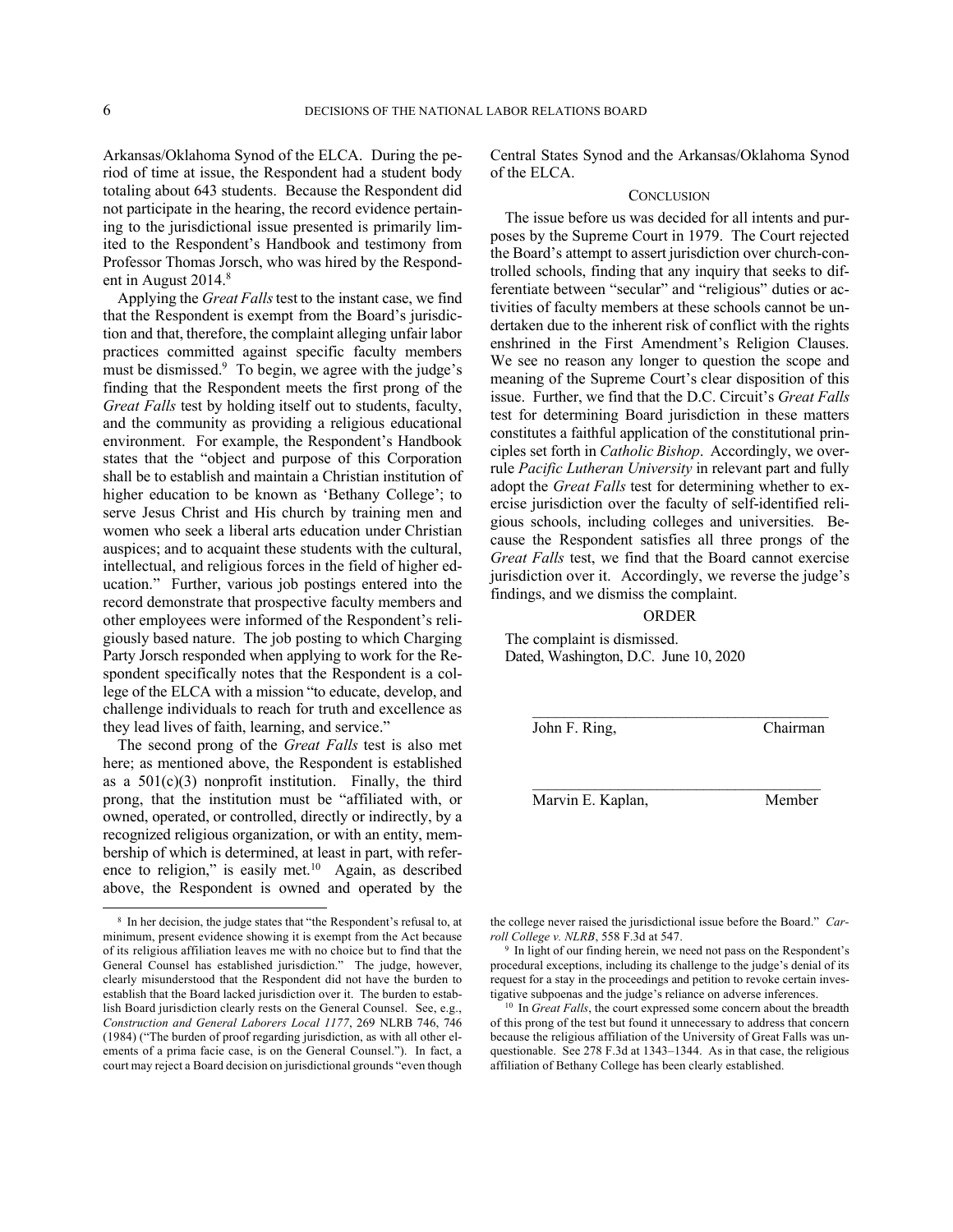Arkansas/Oklahoma Synod of the ELCA. During the period of time at issue, the Respondent had a student body totaling about 643 students. Because the Respondent did not participate in the hearing, the record evidence pertaining to the jurisdictional issue presented is primarily limited to the Respondent's Handbook and testimony from Professor Thomas Jorsch, who was hired by the Respondent in August 2014.[8]

Applying the *Great Falls* test to the instant case, we find that the Respondent is exempt from the Board's jurisdiction and that, therefore, the complaint alleging unfair labor practices committed against specific faculty members must be dismissed.[9] To begin, we agree with the judge's finding that the Respondent meets the first prong of the *Great Falls* test by holding itself out to students, faculty, and the community as providing a religious educational environment. For example, the Respondent's Handbook states that the "object and purpose of this Corporation shall be to establish and maintain a Christian institution of higher education to be known as 'Bethany College'; to serve Jesus Christ and His church by training men and women who seek a liberal arts education under Christian auspices; and to acquaint these students with the cultural, intellectual, and religious forces in the field of higher education." Further, various job postings entered into the record demonstrate that prospective faculty members and other employees were informed of the Respondent's religiously based nature. The job posting to which Charging Party Jorsch responded when applying to work for the Respondent specifically notes that the Respondent is a college of the ELCA with a mission "to educate, develop, and challenge individuals to reach for truth and excellence as they lead lives of faith, learning, and service."

The second prong of the *Great Falls* test is also met here; as mentioned above, the Respondent is established as a 501(c)(3) nonprofit institution. Finally, the third prong, that the institution must be "affiliated with, or owned, operated, or controlled, directly or indirectly, by a recognized religious organization, or with an entity, membership of which is determined, at least in part, with reference to religion," is easily met.[10] Again, as described above, the Respondent is owned and operated by the Central States Synod and the Arkansas/Oklahoma Synod of the ELCA.

## CONCLUSION

The issue before us was decided for all intents and purposes by the Supreme Court in 1979. The Court rejected the Board's attempt to assert jurisdiction over church-controlled schools, finding that any inquiry that seeks to differentiate between "secular" and "religious" duties or activities of faculty members at these schools cannot be undertaken due to the inherent risk of conflict with the rights enshrined in the First Amendment's Religion Clauses. We see no reason any longer to question the scope and meaning of the Supreme Court's clear disposition of this issue. Further, we find that the D.C. Circuit's *Great Falls* test for determining Board jurisdiction in these matters constitutes a faithful application of the constitutional principles set forth in *Catholic Bishop*. Accordingly, we overrule *Pacific Lutheran University* in relevant part and fully adopt the *Great Falls* test for determining whether to exercise jurisdiction over the faculty of self-identified religious schools, including colleges and universities. Because the Respondent satisfies all three prongs of the *Great Falls* test, we find that the Board cannot exercise jurisdiction over it. Accordingly, we reverse the judge's findings, and we dismiss the complaint.

## ORDER

The complaint is dismissed.
Dated, Washington, D.C. June 10, 2020

______________________________________
John F. Ring, Chairman

______________________________________
Marvin E. Kaplan, Member

---

[8] In her decision, the judge states that "the Respondent's refusal to, at minimum, present evidence showing it is exempt from the Act because of its religious affiliation leaves me with no choice but to find that the General Counsel has established jurisdiction." The judge, however, clearly misunderstood that the Respondent did not have the burden to establish that the Board lacked jurisdiction over it. The burden to establish Board jurisdiction clearly rests on the General Counsel. See, e.g., *Construction and General Laborers Local 1177*, 269 NLRB 746, 746 (1984) ("The burden of proof regarding jurisdiction, as with all other elements of a prima facie case, is on the General Counsel."). In fact, a court may reject a Board decision on jurisdictional grounds "even though the college never raised the jurisdictional issue before the Board." *Carroll College v. NLRB*, 558 F.3d at 547.

[9] In light of our finding herein, we need not pass on the Respondent's procedural exceptions, including its challenge to the judge's denial of its request for a stay in the proceedings and petition to revoke certain investigative subpoenas and the judge's reliance on adverse inferences.

[10] In *Great Falls*, the court expressed some concern about the breadth of this prong of the test but found it unnecessary to address that concern because the religious affiliation of the University of Great Falls was unquestionable. See 278 F.3d at 1343–1344. As in that case, the religious affiliation of Bethany College has been clearly established.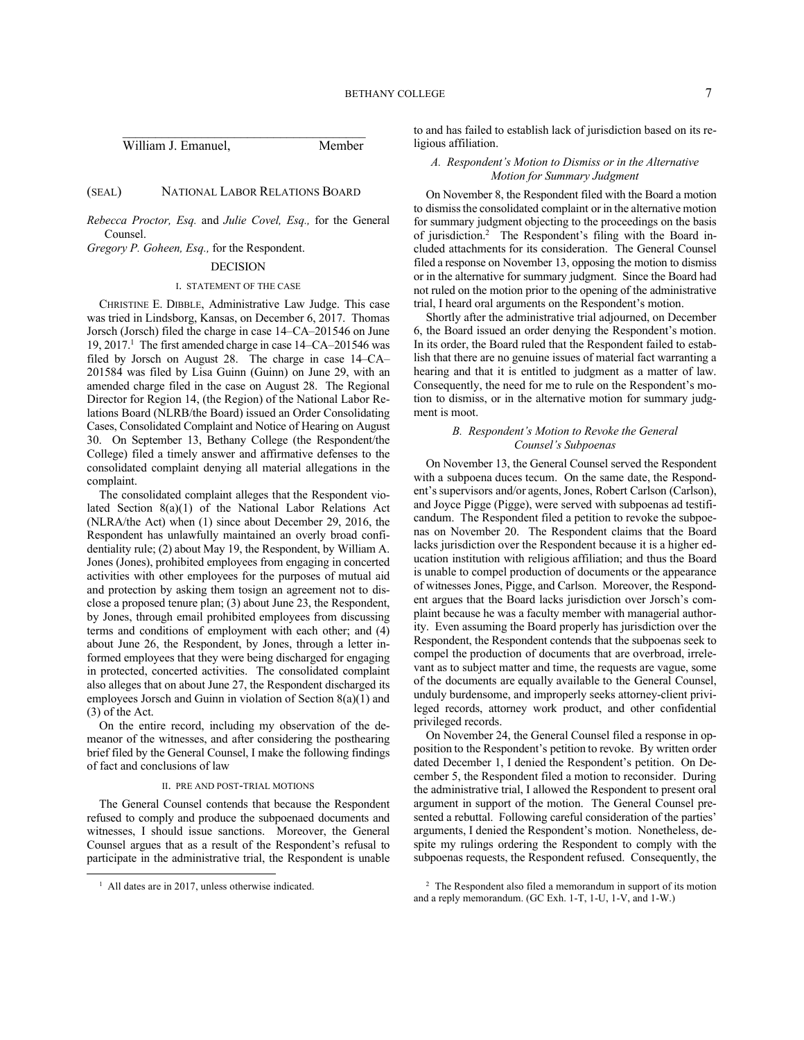\_\_\_\_\_\_\_\_\_\_\_\_\_\_\_\_\_\_\_\_\_\_\_\_\_\_\_\_\_\_\_\_\_\_\_\_\_\_

William J. Emanuel, Member

(SEAL) NATIONAL LABOR RELATIONS BOARD

*Rebecca Proctor, Esq.* and *Julie Covel, Esq.,* for the General Counsel.

*Gregory P. Goheen, Esq.,* for the Respondent.

## DECISION

### I. STATEMENT OF THE CASE

CHRISTINE E. DIBBLE, Administrative Law Judge. This case was tried in Lindsborg, Kansas, on December 6, 2017. Thomas Jorsch (Jorsch) filed the charge in case 14–CA–201546 on June 19, 2017.[1] The first amended charge in case 14–CA–201546 was filed by Jorsch on August 28. The charge in case 14–CA–201584 was filed by Lisa Guinn (Guinn) on June 29, with an amended charge filed in the case on August 28. The Regional Director for Region 14, (the Region) of the National Labor Relations Board (NLRB/the Board) issued an Order Consolidating Cases, Consolidated Complaint and Notice of Hearing on August 30. On September 13, Bethany College (the Respondent/the College) filed a timely answer and affirmative defenses to the consolidated complaint denying all material allegations in the complaint.

The consolidated complaint alleges that the Respondent violated Section 8(a)(1) of the National Labor Relations Act (NLRA/the Act) when (1) since about December 29, 2016, the Respondent has unlawfully maintained an overly broad confidentiality rule; (2) about May 19, the Respondent, by William A. Jones (Jones), prohibited employees from engaging in concerted activities with other employees for the purposes of mutual aid and protection by asking them tosign an agreement not to disclose a proposed tenure plan; (3) about June 23, the Respondent, by Jones, through email prohibited employees from discussing terms and conditions of employment with each other; and (4) about June 26, the Respondent, by Jones, through a letter informed employees that they were being discharged for engaging in protected, concerted activities. The consolidated complaint also alleges that on about June 27, the Respondent discharged its employees Jorsch and Guinn in violation of Section 8(a)(1) and (3) of the Act.

On the entire record, including my observation of the demeanor of the witnesses, and after considering the posthearing brief filed by the General Counsel, I make the following findings of fact and conclusions of law

### II. PRE AND POST-TRIAL MOTIONS

The General Counsel contends that because the Respondent refused to comply and produce the subpoenaed documents and witnesses, I should issue sanctions. Moreover, the General Counsel argues that as a result of the Respondent's refusal to participate in the administrative trial, the Respondent is unable to and has failed to establish lack of jurisdiction based on its religious affiliation.

#### *A. Respondent's Motion to Dismiss or in the Alternative Motion for Summary Judgment*

On November 8, the Respondent filed with the Board a motion to dismiss the consolidated complaint or in the alternative motion for summary judgment objecting to the proceedings on the basis of jurisdiction.[2] The Respondent's filing with the Board included attachments for its consideration. The General Counsel filed a response on November 13, opposing the motion to dismiss or in the alternative for summary judgment. Since the Board had not ruled on the motion prior to the opening of the administrative trial, I heard oral arguments on the Respondent's motion.

Shortly after the administrative trial adjourned, on December 6, the Board issued an order denying the Respondent's motion. In its order, the Board ruled that the Respondent failed to establish that there are no genuine issues of material fact warranting a hearing and that it is entitled to judgment as a matter of law. Consequently, the need for me to rule on the Respondent's motion to dismiss, or in the alternative motion for summary judgment is moot.

#### *B. Respondent's Motion to Revoke the General Counsel's Subpoenas*

On November 13, the General Counsel served the Respondent with a subpoena duces tecum. On the same date, the Respondent's supervisors and/or agents, Jones, Robert Carlson (Carlson), and Joyce Pigge (Pigge), were served with subpoenas ad testificandum. The Respondent filed a petition to revoke the subpoenas on November 20. The Respondent claims that the Board lacks jurisdiction over the Respondent because it is a higher education institution with religious affiliation; and thus the Board is unable to compel production of documents or the appearance of witnesses Jones, Pigge, and Carlson. Moreover, the Respondent argues that the Board lacks jurisdiction over Jorsch's complaint because he was a faculty member with managerial authority. Even assuming the Board properly has jurisdiction over the Respondent, the Respondent contends that the subpoenas seek to compel the production of documents that are overbroad, irrelevant as to subject matter and time, the requests are vague, some of the documents are equally available to the General Counsel, unduly burdensome, and improperly seeks attorney-client privileged records, attorney work product, and other confidential privileged records.

On November 24, the General Counsel filed a response in opposition to the Respondent's petition to revoke. By written order dated December 1, I denied the Respondent's petition. On December 5, the Respondent filed a motion to reconsider. During the administrative trial, I allowed the Respondent to present oral argument in support of the motion. The General Counsel presented a rebuttal. Following careful consideration of the parties' arguments, I denied the Respondent's motion. Nonetheless, despite my rulings ordering the Respondent to comply with the subpoenas requests, the Respondent refused. Consequently, the

---

[1] All dates are in 2017, unless otherwise indicated.

[2] The Respondent also filed a memorandum in support of its motion and a reply memorandum. (GC Exh. 1-T, 1-U, 1-V, and 1-W.)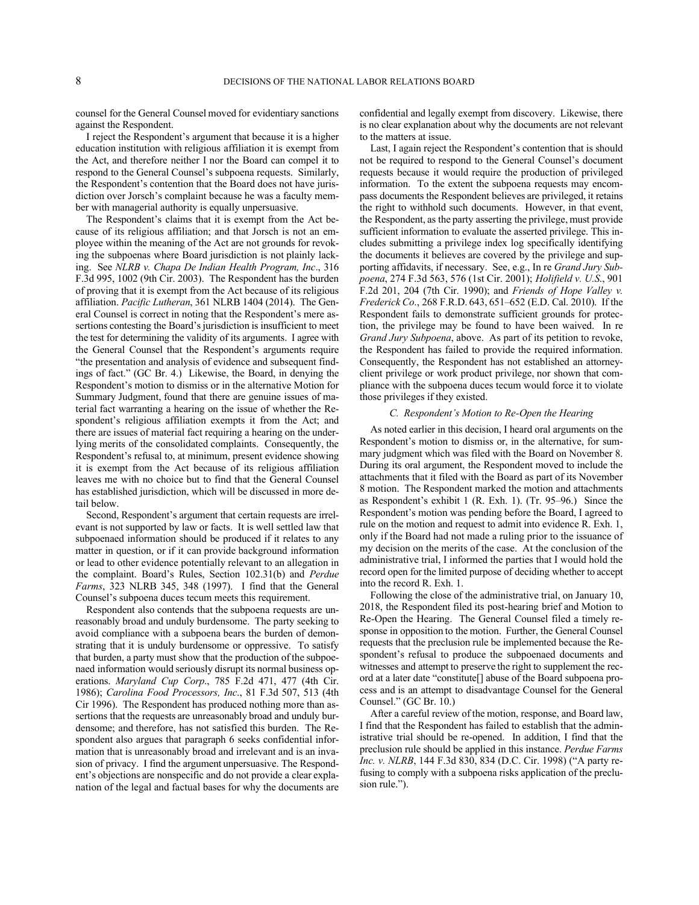counsel for the General Counsel moved for evidentiary sanctions against the Respondent.

I reject the Respondent's argument that because it is a higher education institution with religious affiliation it is exempt from the Act, and therefore neither I nor the Board can compel it to respond to the General Counsel's subpoena requests. Similarly, the Respondent's contention that the Board does not have jurisdiction over Jorsch's complaint because he was a faculty member with managerial authority is equally unpersuasive.

The Respondent's claims that it is exempt from the Act because of its religious affiliation; and that Jorsch is not an employee within the meaning of the Act are not grounds for revoking the subpoenas where Board jurisdiction is not plainly lacking. See *NLRB v. Chapa De Indian Health Program, Inc*., 316 F.3d 995, 1002 (9th Cir. 2003). The Respondent has the burden of proving that it is exempt from the Act because of its religious affiliation. *Pacific Lutheran*, 361 NLRB 1404 (2014). The General Counsel is correct in noting that the Respondent's mere assertions contesting the Board's jurisdiction is insufficient to meet the test for determining the validity of its arguments. I agree with the General Counsel that the Respondent's arguments require "the presentation and analysis of evidence and subsequent findings of fact." (GC Br. 4.) Likewise, the Board, in denying the Respondent's motion to dismiss or in the alternative Motion for Summary Judgment, found that there are genuine issues of material fact warranting a hearing on the issue of whether the Respondent's religious affiliation exempts it from the Act; and there are issues of material fact requiring a hearing on the underlying merits of the consolidated complaints. Consequently, the Respondent's refusal to, at minimum, present evidence showing it is exempt from the Act because of its religious affiliation leaves me with no choice but to find that the General Counsel has established jurisdiction, which will be discussed in more detail below.

Second, Respondent's argument that certain requests are irrelevant is not supported by law or facts. It is well settled law that subpoenaed information should be produced if it relates to any matter in question, or if it can provide background information or lead to other evidence potentially relevant to an allegation in the complaint. Board's Rules, Section 102.31(b) and *Perdue Farms*, 323 NLRB 345, 348 (1997). I find that the General Counsel's subpoena duces tecum meets this requirement.

Respondent also contends that the subpoena requests are unreasonably broad and unduly burdensome. The party seeking to avoid compliance with a subpoena bears the burden of demonstrating that it is unduly burdensome or oppressive. To satisfy that burden, a party must show that the production of the subpoenaed information would seriously disrupt its normal business operations. *Maryland Cup Corp*., 785 F.2d 471, 477 (4th Cir. 1986); *Carolina Food Processors, Inc*., 81 F.3d 507, 513 (4th Cir 1996). The Respondent has produced nothing more than assertions that the requests are unreasonably broad and unduly burdensome; and therefore, has not satisfied this burden. The Respondent also argues that paragraph 6 seeks confidential information that is unreasonably broad and irrelevant and is an invasion of privacy. I find the argument unpersuasive. The Respondent's objections are nonspecific and do not provide a clear explanation of the legal and factual bases for why the documents are confidential and legally exempt from discovery. Likewise, there is no clear explanation about why the documents are not relevant to the matters at issue.

Last, I again reject the Respondent's contention that is should not be required to respond to the General Counsel's document requests because it would require the production of privileged information. To the extent the subpoena requests may encompass documents the Respondent believes are privileged, it retains the right to withhold such documents. However, in that event, the Respondent, as the party asserting the privilege, must provide sufficient information to evaluate the asserted privilege. This includes submitting a privilege index log specifically identifying the documents it believes are covered by the privilege and supporting affidavits, if necessary. See, e.g., In re *Grand Jury Subpoena*, 274 F.3d 563, 576 (1st Cir. 2001); *Holifield v. U.S*., 901 F.2d 201, 204 (7th Cir. 1990); and *Friends of Hope Valley v. Frederick Co*., 268 F.R.D. 643, 651–652 (E.D. Cal. 2010). If the Respondent fails to demonstrate sufficient grounds for protection, the privilege may be found to have been waived. In re *Grand Jury Subpoena*, above. As part of its petition to revoke, the Respondent has failed to provide the required information. Consequently, the Respondent has not established an attorney-client privilege or work product privilege, nor shown that compliance with the subpoena duces tecum would force it to violate those privileges if they existed.

### *C. Respondent's Motion to Re-Open the Hearing*

As noted earlier in this decision, I heard oral arguments on the Respondent's motion to dismiss or, in the alternative, for summary judgment which was filed with the Board on November 8. During its oral argument, the Respondent moved to include the attachments that it filed with the Board as part of its November 8 motion. The Respondent marked the motion and attachments as Respondent's exhibit 1 (R. Exh. 1). (Tr. 95–96.) Since the Respondent's motion was pending before the Board, I agreed to rule on the motion and request to admit into evidence R. Exh. 1, only if the Board had not made a ruling prior to the issuance of my decision on the merits of the case. At the conclusion of the administrative trial, I informed the parties that I would hold the record open for the limited purpose of deciding whether to accept into the record R. Exh. 1.

Following the close of the administrative trial, on January 10, 2018, the Respondent filed its post-hearing brief and Motion to Re-Open the Hearing. The General Counsel filed a timely response in opposition to the motion. Further, the General Counsel requests that the preclusion rule be implemented because the Respondent's refusal to produce the subpoenaed documents and witnesses and attempt to preserve the right to supplement the record at a later date "constitute[] abuse of the Board subpoena process and is an attempt to disadvantage Counsel for the General Counsel." (GC Br. 10.)

After a careful review of the motion, response, and Board law, I find that the Respondent has failed to establish that the administrative trial should be re-opened. In addition, I find that the preclusion rule should be applied in this instance. *Perdue Farms Inc. v. NLRB*, 144 F.3d 830, 834 (D.C. Cir. 1998) ("A party refusing to comply with a subpoena risks application of the preclusion rule.").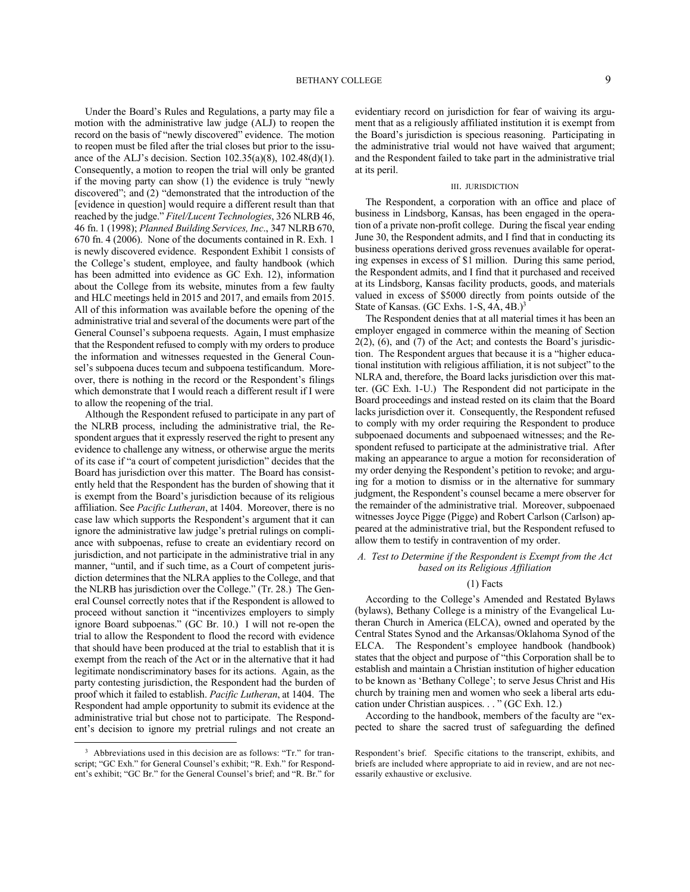Under the Board's Rules and Regulations, a party may file a motion with the administrative law judge (ALJ) to reopen the record on the basis of "newly discovered" evidence. The motion to reopen must be filed after the trial closes but prior to the issuance of the ALJ's decision. Section 102.35(a)(8), 102.48(d)(1). Consequently, a motion to reopen the trial will only be granted if the moving party can show (1) the evidence is truly "newly discovered"; and (2) "demonstrated that the introduction of the [evidence in question] would require a different result than that reached by the judge." *Fitel/Lucent Technologies*, 326 NLRB 46, 46 fn. 1 (1998); *Planned Building Services, Inc*., 347 NLRB 670, 670 fn. 4 (2006). None of the documents contained in R. Exh. 1 is newly discovered evidence. Respondent Exhibit 1 consists of the College's student, employee, and faulty handbook (which has been admitted into evidence as GC Exh. 12), information about the College from its website, minutes from a few faulty and HLC meetings held in 2015 and 2017, and emails from 2015. All of this information was available before the opening of the administrative trial and several of the documents were part of the General Counsel's subpoena requests. Again, I must emphasize that the Respondent refused to comply with my orders to produce the information and witnesses requested in the General Counsel's subpoena duces tecum and subpoena testificandum. Moreover, there is nothing in the record or the Respondent's filings which demonstrate that I would reach a different result if I were to allow the reopening of the trial.

Although the Respondent refused to participate in any part of the NLRB process, including the administrative trial, the Respondent argues that it expressly reserved the right to present any evidence to challenge any witness, or otherwise argue the merits of its case if "a court of competent jurisdiction" decides that the Board has jurisdiction over this matter. The Board has consistently held that the Respondent has the burden of showing that it is exempt from the Board's jurisdiction because of its religious affiliation. See *Pacific Lutheran*, at 1404. Moreover, there is no case law which supports the Respondent's argument that it can ignore the administrative law judge's pretrial rulings on compliance with subpoenas, refuse to create an evidentiary record on jurisdiction, and not participate in the administrative trial in any manner, "until, and if such time, as a Court of competent jurisdiction determines that the NLRA applies to the College, and that the NLRB has jurisdiction over the College." (Tr. 28.) The General Counsel correctly notes that if the Respondent is allowed to proceed without sanction it "incentivizes employers to simply ignore Board subpoenas." (GC Br. 10.) I will not re-open the trial to allow the Respondent to flood the record with evidence that should have been produced at the trial to establish that it is exempt from the reach of the Act or in the alternative that it had legitimate nondiscriminatory bases for its actions. Again, as the party contesting jurisdiction, the Respondent had the burden of proof which it failed to establish. *Pacific Lutheran*, at 1404. The Respondent had ample opportunity to submit its evidence at the administrative trial but chose not to participate. The Respondent's decision to ignore my pretrial rulings and not create an evidentiary record on jurisdiction for fear of waiving its argument that as a religiously affiliated institution it is exempt from the Board's jurisdiction is specious reasoning. Participating in the administrative trial would not have waived that argument; and the Respondent failed to take part in the administrative trial at its peril.

## III. JURISDICTION

The Respondent, a corporation with an office and place of business in Lindsborg, Kansas, has been engaged in the operation of a private non-profit college. During the fiscal year ending June 30, the Respondent admits, and I find that in conducting its business operations derived gross revenues available for operating expenses in excess of $1 million. During this same period, the Respondent admits, and I find that it purchased and received at its Lindsborg, Kansas facility products, goods, and materials valued in excess of $5000 directly from points outside of the State of Kansas. (GC Exhs. 1-S, 4A, 4B.)[3]

The Respondent denies that at all material times it has been an employer engaged in commerce within the meaning of Section 2(2), (6), and (7) of the Act; and contests the Board's jurisdiction. The Respondent argues that because it is a "higher educational institution with religious affiliation, it is not subject" to the NLRA and, therefore, the Board lacks jurisdiction over this matter. (GC Exh. 1-U.) The Respondent did not participate in the Board proceedings and instead rested on its claim that the Board lacks jurisdiction over it. Consequently, the Respondent refused to comply with my order requiring the Respondent to produce subpoenaed documents and subpoenaed witnesses; and the Respondent refused to participate at the administrative trial. After making an appearance to argue a motion for reconsideration of my order denying the Respondent's petition to revoke; and arguing for a motion to dismiss or in the alternative for summary judgment, the Respondent's counsel became a mere observer for the remainder of the administrative trial. Moreover, subpoenaed witnesses Joyce Pigge (Pigge) and Robert Carlson (Carlson) appeared at the administrative trial, but the Respondent refused to allow them to testify in contravention of my order.

### *A. Test to Determine if the Respondent is Exempt from the Act based on its Religious Affiliation*

#### (1) Facts

According to the College's Amended and Restated Bylaws (bylaws), Bethany College is a ministry of the Evangelical Lutheran Church in America (ELCA), owned and operated by the Central States Synod and the Arkansas/Oklahoma Synod of the ELCA. The Respondent's employee handbook (handbook) states that the object and purpose of "this Corporation shall be to establish and maintain a Christian institution of higher education to be known as 'Bethany College'; to serve Jesus Christ and His church by training men and women who seek a liberal arts education under Christian auspices. . . " (GC Exh. 12.)

According to the handbook, members of the faculty are "expected to share the sacred trust of safeguarding the defined

---

[3] Abbreviations used in this decision are as follows: "Tr." for transcript; "GC Exh." for General Counsel's exhibit; "R. Exh." for Respondent's exhibit; "GC Br." for the General Counsel's brief; and "R. Br." for Respondent's brief. Specific citations to the transcript, exhibits, and briefs are included where appropriate to aid in review, and are not necessarily exhaustive or exclusive.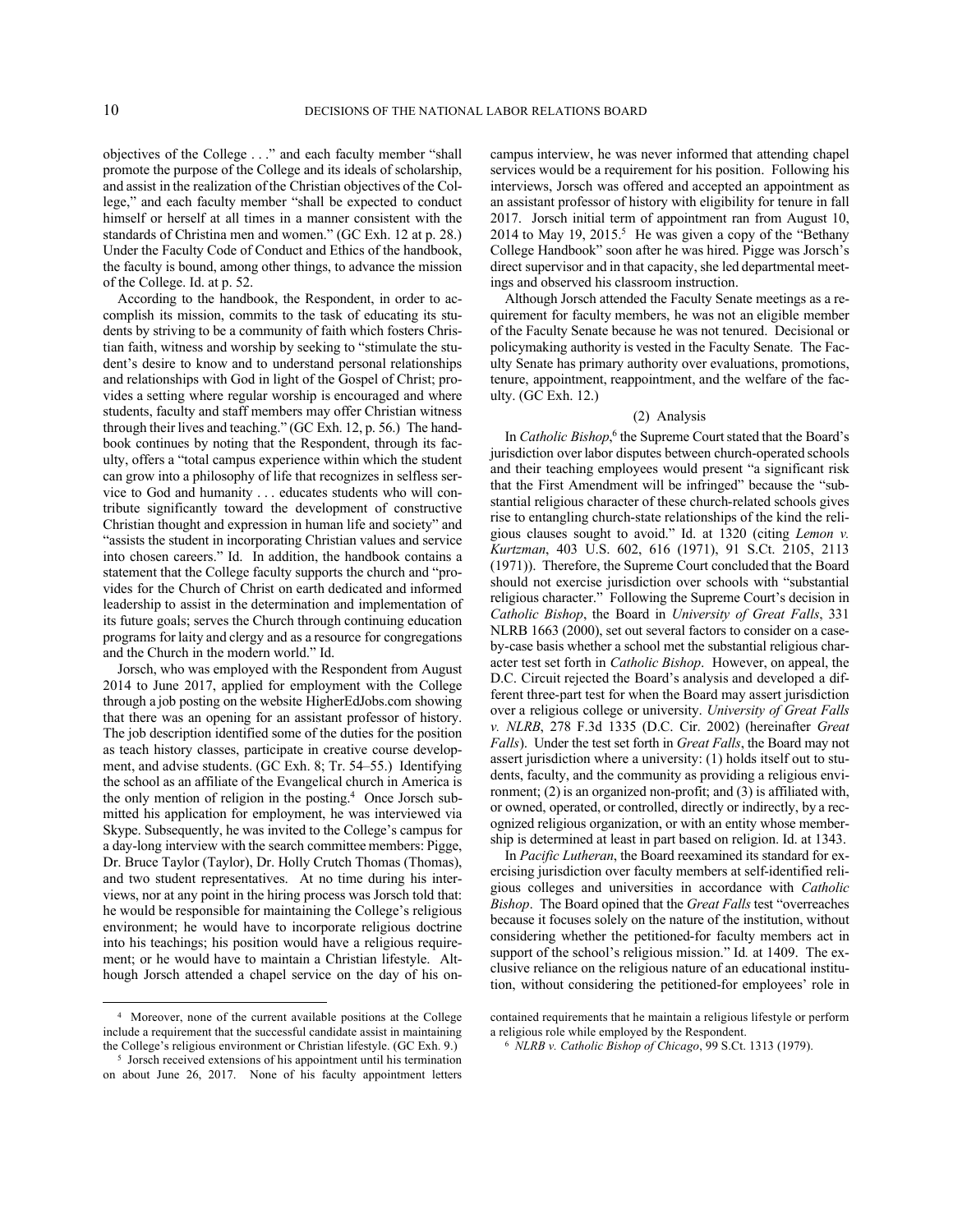objectives of the College . . ." and each faculty member "shall promote the purpose of the College and its ideals of scholarship, and assist in the realization of the Christian objectives of the College," and each faculty member "shall be expected to conduct himself or herself at all times in a manner consistent with the standards of Christina men and women." (GC Exh. 12 at p. 28.) Under the Faculty Code of Conduct and Ethics of the handbook, the faculty is bound, among other things, to advance the mission of the College. Id. at p. 52.

According to the handbook, the Respondent, in order to accomplish its mission, commits to the task of educating its students by striving to be a community of faith which fosters Christian faith, witness and worship by seeking to "stimulate the student's desire to know and to understand personal relationships and relationships with God in light of the Gospel of Christ; provides a setting where regular worship is encouraged and where students, faculty and staff members may offer Christian witness through their lives and teaching." (GC Exh. 12, p. 56.) The handbook continues by noting that the Respondent, through its faculty, offers a "total campus experience within which the student can grow into a philosophy of life that recognizes in selfless service to God and humanity . . . educates students who will contribute significantly toward the development of constructive Christian thought and expression in human life and society" and "assists the student in incorporating Christian values and service into chosen careers." Id. In addition, the handbook contains a statement that the College faculty supports the church and "provides for the Church of Christ on earth dedicated and informed leadership to assist in the determination and implementation of its future goals; serves the Church through continuing education programs for laity and clergy and as a resource for congregations and the Church in the modern world." Id.

Jorsch, who was employed with the Respondent from August 2014 to June 2017, applied for employment with the College through a job posting on the website HigherEdJobs.com showing that there was an opening for an assistant professor of history. The job description identified some of the duties for the position as teach history classes, participate in creative course development, and advise students. (GC Exh. 8; Tr. 54–55.) Identifying the school as an affiliate of the Evangelical church in America is the only mention of religion in the posting.[4] Once Jorsch submitted his application for employment, he was interviewed via Skype. Subsequently, he was invited to the College's campus for a day-long interview with the search committee members: Pigge, Dr. Bruce Taylor (Taylor), Dr. Holly Crutch Thomas (Thomas), and two student representatives. At no time during his interviews, nor at any point in the hiring process was Jorsch told that: he would be responsible for maintaining the College's religious environment; he would have to incorporate religious doctrine into his teachings; his position would have a religious requirement; or he would have to maintain a Christian lifestyle. Although Jorsch attended a chapel service on the day of his on-campus interview, he was never informed that attending chapel services would be a requirement for his position. Following his interviews, Jorsch was offered and accepted an appointment as an assistant professor of history with eligibility for tenure in fall 2017. Jorsch initial term of appointment ran from August 10, 2014 to May 19, 2015.[5] He was given a copy of the "Bethany College Handbook" soon after he was hired. Pigge was Jorsch's direct supervisor and in that capacity, she led departmental meetings and observed his classroom instruction.

Although Jorsch attended the Faculty Senate meetings as a requirement for faculty members, he was not an eligible member of the Faculty Senate because he was not tenured. Decisional or policymaking authority is vested in the Faculty Senate. The Faculty Senate has primary authority over evaluations, promotions, tenure, appointment, reappointment, and the welfare of the faculty. (GC Exh. 12.)

### (2) Analysis

In *Catholic Bishop*,[6] the Supreme Court stated that the Board's jurisdiction over labor disputes between church-operated schools and their teaching employees would present "a significant risk that the First Amendment will be infringed" because the "substantial religious character of these church-related schools gives rise to entangling church-state relationships of the kind the religious clauses sought to avoid." Id. at 1320 (citing *Lemon v. Kurtzman*, 403 U.S. 602, 616 (1971), 91 S.Ct. 2105, 2113 (1971)). Therefore, the Supreme Court concluded that the Board should not exercise jurisdiction over schools with "substantial religious character." Following the Supreme Court's decision in *Catholic Bishop*, the Board in *University of Great Falls*, 331 NLRB 1663 (2000), set out several factors to consider on a case-by-case basis whether a school met the substantial religious character test set forth in *Catholic Bishop*. However, on appeal, the D.C. Circuit rejected the Board's analysis and developed a different three-part test for when the Board may assert jurisdiction over a religious college or university. *University of Great Falls v. NLRB*, 278 F.3d 1335 (D.C. Cir. 2002) (hereinafter *Great Falls*). Under the test set forth in *Great Falls*, the Board may not assert jurisdiction where a university: (1) holds itself out to students, faculty, and the community as providing a religious environment; (2) is an organized non-profit; and (3) is affiliated with, or owned, operated, or controlled, directly or indirectly, by a recognized religious organization, or with an entity whose membership is determined at least in part based on religion. Id. at 1343.

In *Pacific Lutheran*, the Board reexamined its standard for exercising jurisdiction over faculty members at self-identified religious colleges and universities in accordance with *Catholic Bishop*. The Board opined that the *Great Falls* test "overreaches because it focuses solely on the nature of the institution, without considering whether the petitioned-for faculty members act in support of the school's religious mission." Id*.* at 1409. The exclusive reliance on the religious nature of an educational institution, without considering the petitioned-for employees' role in

---

[4] Moreover, none of the current available positions at the College include a requirement that the successful candidate assist in maintaining the College's religious environment or Christian lifestyle. (GC Exh. 9.)

[5] Jorsch received extensions of his appointment until his termination on about June 26, 2017. None of his faculty appointment letters contained requirements that he maintain a religious lifestyle or perform a religious role while employed by the Respondent.

[6] *NLRB v. Catholic Bishop of Chicago*, 99 S.Ct. 1313 (1979).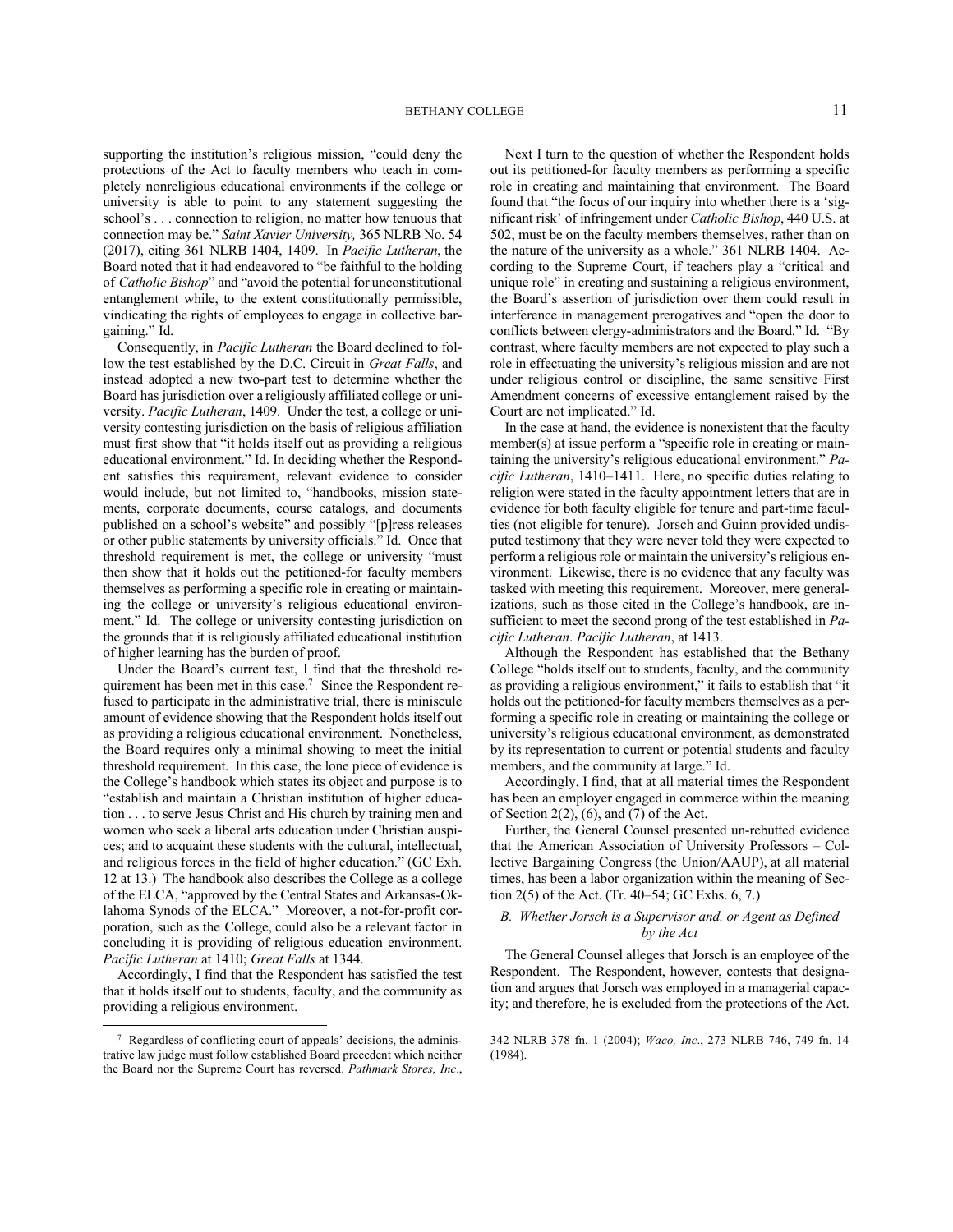supporting the institution's religious mission, "could deny the protections of the Act to faculty members who teach in completely nonreligious educational environments if the college or university is able to point to any statement suggesting the school's . . . connection to religion, no matter how tenuous that connection may be." *Saint Xavier University,* 365 NLRB No. 54 (2017), citing 361 NLRB 1404, 1409. In *Pacific Lutheran*, the Board noted that it had endeavored to "be faithful to the holding of *Catholic Bishop*" and "avoid the potential for unconstitutional entanglement while, to the extent constitutionally permissible, vindicating the rights of employees to engage in collective bargaining." Id.

Consequently, in *Pacific Lutheran* the Board declined to follow the test established by the D.C. Circuit in *Great Falls*, and instead adopted a new two-part test to determine whether the Board has jurisdiction over a religiously affiliated college or university. *Pacific Lutheran*, 1409. Under the test, a college or university contesting jurisdiction on the basis of religious affiliation must first show that "it holds itself out as providing a religious educational environment." Id. In deciding whether the Respondent satisfies this requirement, relevant evidence to consider would include, but not limited to, "handbooks, mission statements, corporate documents, course catalogs, and documents published on a school's website" and possibly "[p]ress releases or other public statements by university officials." Id. Once that threshold requirement is met, the college or university "must then show that it holds out the petitioned-for faculty members themselves as performing a specific role in creating or maintaining the college or university's religious educational environment." Id. The college or university contesting jurisdiction on the grounds that it is religiously affiliated educational institution of higher learning has the burden of proof.

Under the Board's current test, I find that the threshold requirement has been met in this case.[7] Since the Respondent refused to participate in the administrative trial, there is miniscule amount of evidence showing that the Respondent holds itself out as providing a religious educational environment. Nonetheless, the Board requires only a minimal showing to meet the initial threshold requirement. In this case, the lone piece of evidence is the College's handbook which states its object and purpose is to "establish and maintain a Christian institution of higher education . . . to serve Jesus Christ and His church by training men and women who seek a liberal arts education under Christian auspices; and to acquaint these students with the cultural, intellectual, and religious forces in the field of higher education." (GC Exh. 12 at 13.) The handbook also describes the College as a college of the ELCA, "approved by the Central States and Arkansas-Oklahoma Synods of the ELCA." Moreover, a not-for-profit corporation, such as the College, could also be a relevant factor in concluding it is providing of religious education environment. *Pacific Lutheran* at 1410; *Great Falls* at 1344.

Accordingly, I find that the Respondent has satisfied the test that it holds itself out to students, faculty, and the community as providing a religious environment.

Next I turn to the question of whether the Respondent holds out its petitioned-for faculty members as performing a specific role in creating and maintaining that environment. The Board found that "the focus of our inquiry into whether there is a 'significant risk' of infringement under *Catholic Bishop*, 440 U.S. at 502, must be on the faculty members themselves, rather than on the nature of the university as a whole." 361 NLRB 1404. According to the Supreme Court, if teachers play a "critical and unique role" in creating and sustaining a religious environment, the Board's assertion of jurisdiction over them could result in interference in management prerogatives and "open the door to conflicts between clergy-administrators and the Board." Id. "By contrast, where faculty members are not expected to play such a role in effectuating the university's religious mission and are not under religious control or discipline, the same sensitive First Amendment concerns of excessive entanglement raised by the Court are not implicated." Id.

In the case at hand, the evidence is nonexistent that the faculty member(s) at issue perform a "specific role in creating or maintaining the university's religious educational environment." *Pacific Lutheran*, 1410–1411. Here, no specific duties relating to religion were stated in the faculty appointment letters that are in evidence for both faculty eligible for tenure and part-time faculties (not eligible for tenure). Jorsch and Guinn provided undisputed testimony that they were never told they were expected to perform a religious role or maintain the university's religious environment. Likewise, there is no evidence that any faculty was tasked with meeting this requirement. Moreover, mere generalizations, such as those cited in the College's handbook, are insufficient to meet the second prong of the test established in *Pacific Lutheran*. *Pacific Lutheran*, at 1413.

Although the Respondent has established that the Bethany College "holds itself out to students, faculty, and the community as providing a religious environment," it fails to establish that "it holds out the petitioned-for faculty members themselves as a performing a specific role in creating or maintaining the college or university's religious educational environment, as demonstrated by its representation to current or potential students and faculty members, and the community at large." Id.

Accordingly, I find, that at all material times the Respondent has been an employer engaged in commerce within the meaning of Section 2(2), (6), and (7) of the Act.

Further, the General Counsel presented un-rebutted evidence that the American Association of University Professors – Collective Bargaining Congress (the Union/AAUP), at all material times, has been a labor organization within the meaning of Section 2(5) of the Act. (Tr. 40–54; GC Exhs. 6, 7.)

### *B. Whether Jorsch is a Supervisor and, or Agent as Defined by the Act*

The General Counsel alleges that Jorsch is an employee of the Respondent. The Respondent, however, contests that designation and argues that Jorsch was employed in a managerial capacity; and therefore, he is excluded from the protections of the Act.

---

[7] Regardless of conflicting court of appeals' decisions, the administrative law judge must follow established Board precedent which neither the Board nor the Supreme Court has reversed. *Pathmark Stores, Inc*., 342 NLRB 378 fn. 1 (2004); *Waco, Inc*., 273 NLRB 746, 749 fn. 14 (1984).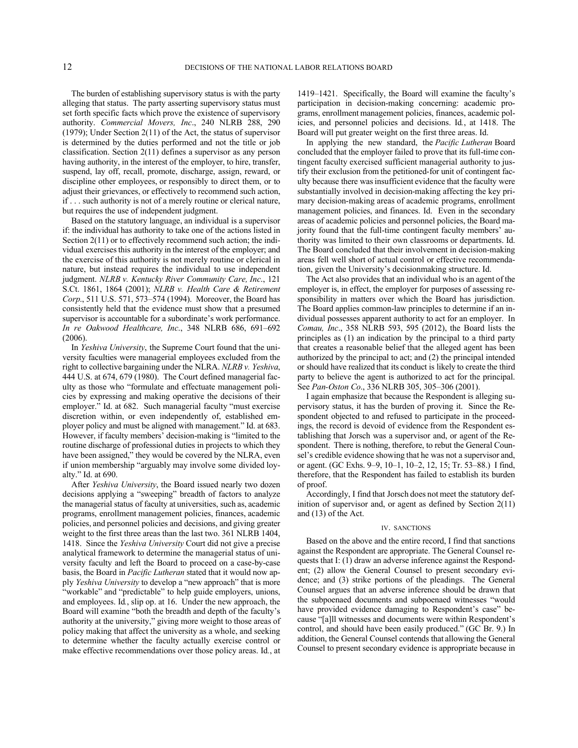The burden of establishing supervisory status is with the party alleging that status. The party asserting supervisory status must set forth specific facts which prove the existence of supervisory authority. *Commercial Movers, Inc*., 240 NLRB 288, 290 (1979); Under Section 2(11) of the Act, the status of supervisor is determined by the duties performed and not the title or job classification. Section 2(11) defines a supervisor as any person having authority, in the interest of the employer, to hire, transfer, suspend, lay off, recall, promote, discharge, assign, reward, or discipline other employees, or responsibly to direct them, or to adjust their grievances, or effectively to recommend such action, if . . . such authority is not of a merely routine or clerical nature, but requires the use of independent judgment.

Based on the statutory language, an individual is a supervisor if: the individual has authority to take one of the actions listed in Section 2(11) or to effectively recommend such action; the individual exercises this authority in the interest of the employer; and the exercise of this authority is not merely routine or clerical in nature, but instead requires the individual to use independent judgment. *NLRB v. Kentucky River Community Care, Inc*., 121 S.Ct. 1861, 1864 (2001); *NLRB v. Health Care & Retirement Corp*., 511 U.S. 571, 573–574 (1994). Moreover, the Board has consistently held that the evidence must show that a presumed supervisor is accountable for a subordinate's work performance. *In re Oakwood Healthcare, Inc*., 348 NLRB 686, 691–692 (2006).

In *Yeshiva University*, the Supreme Court found that the university faculties were managerial employees excluded from the right to collective bargaining under the NLRA. *NLRB v. Yeshiva*, 444 U.S. at 674, 679 (1980). The Court defined managerial faculty as those who "formulate and effectuate management policies by expressing and making operative the decisions of their employer." Id. at 682. Such managerial faculty "must exercise discretion within, or even independently of, established employer policy and must be aligned with management." Id. at 683. However, if faculty members' decision-making is "limited to the routine discharge of professional duties in projects to which they have been assigned," they would be covered by the NLRA, even if union membership "arguably may involve some divided loyalty." Id. at 690.

After *Yeshiva University*, the Board issued nearly two dozen decisions applying a "sweeping" breadth of factors to analyze the managerial status of faculty at universities, such as, academic programs, enrollment management policies, finances, academic policies, and personnel policies and decisions, and giving greater weight to the first three areas than the last two. 361 NLRB 1404, 1418. Since the *Yeshiva University* Court did not give a precise analytical framework to determine the managerial status of university faculty and left the Board to proceed on a case-by-case basis, the Board in *Pacific Lutheran* stated that it would now apply *Yeshiva University* to develop a "new approach" that is more "workable" and "predictable" to help guide employers, unions, and employees. Id*.*, slip op. at 16. Under the new approach, the Board will examine "both the breadth and depth of the faculty's authority at the university," giving more weight to those areas of policy making that affect the university as a whole, and seeking to determine whether the faculty actually exercise control or make effective recommendations over those policy areas. Id*.*, at 1419–1421. Specifically, the Board will examine the faculty's participation in decision-making concerning: academic programs, enrollment management policies, finances, academic policies, and personnel policies and decisions. Id*.*, at 1418. The Board will put greater weight on the first three areas. Id.

In applying the new standard, the *Pacific Lutheran* Board concluded that the employer failed to prove that its full-time contingent faculty exercised sufficient managerial authority to justify their exclusion from the petitioned-for unit of contingent faculty because there was insufficient evidence that the faculty were substantially involved in decision-making affecting the key primary decision-making areas of academic programs, enrollment management policies, and finances. Id. Even in the secondary areas of academic policies and personnel policies, the Board majority found that the full-time contingent faculty members' authority was limited to their own classrooms or departments. Id. The Board concluded that their involvement in decision-making areas fell well short of actual control or effective recommendation, given the University's decisionmaking structure. Id.

The Act also provides that an individual who is an agent of the employer is, in effect, the employer for purposes of assessing responsibility in matters over which the Board has jurisdiction. The Board applies common-law principles to determine if an individual possesses apparent authority to act for an employer. In *Comau, Inc*., 358 NLRB 593, 595 (2012), the Board lists the principles as (1) an indication by the principal to a third party that creates a reasonable belief that the alleged agent has been authorized by the principal to act; and (2) the principal intended or should have realized that its conduct is likely to create the third party to believe the agent is authorized to act for the principal. See *Pan-Oston Co*., 336 NLRB 305, 305–306 (2001).

I again emphasize that because the Respondent is alleging supervisory status, it has the burden of proving it. Since the Respondent objected to and refused to participate in the proceedings, the record is devoid of evidence from the Respondent establishing that Jorsch was a supervisor and, or agent of the Respondent. There is nothing, therefore, to rebut the General Counsel's credible evidence showing that he was not a supervisor and, or agent. (GC Exhs. 9–9, 10–1, 10–2, 12, 15; Tr. 53–88.) I find, therefore, that the Respondent has failed to establish its burden of proof.

Accordingly, I find that Jorsch does not meet the statutory definition of supervisor and, or agent as defined by Section 2(11) and (13) of the Act.

### IV. SANCTIONS

Based on the above and the entire record, I find that sanctions against the Respondent are appropriate. The General Counsel requests that I: (1) draw an adverse inference against the Respondent; (2) allow the General Counsel to present secondary evidence; and (3) strike portions of the pleadings. The General Counsel argues that an adverse inference should be drawn that the subpoenaed documents and subpoenaed witnesses "would have provided evidence damaging to Respondent's case" because "[a]ll witnesses and documents were within Respondent's control, and should have been easily produced." (GC Br. 9.) In addition, the General Counsel contends that allowing the General Counsel to present secondary evidence is appropriate because in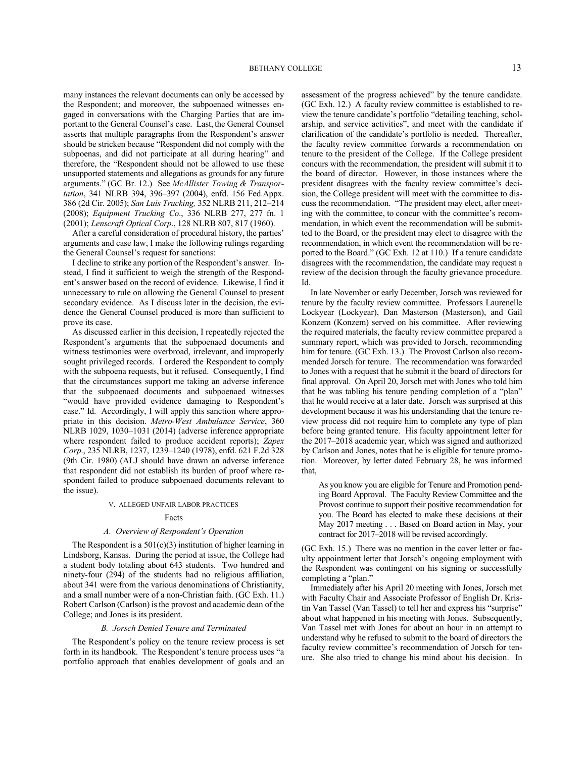many instances the relevant documents can only be accessed by the Respondent; and moreover, the subpoenaed witnesses engaged in conversations with the Charging Parties that are important to the General Counsel's case. Last, the General Counsel asserts that multiple paragraphs from the Respondent's answer should be stricken because "Respondent did not comply with the subpoenas, and did not participate at all during hearing" and therefore, the "Respondent should not be allowed to use these unsupported statements and allegations as grounds for any future arguments." (GC Br. 12.) See *McAllister Towing & Transportation*, 341 NLRB 394, 396–397 (2004), enfd. 156 Fed.Appx. 386 (2d Cir. 2005); *San Luis Trucking,* 352 NLRB 211, 212–214 (2008); *Equipment Trucking Co*., 336 NLRB 277, 277 fn. 1 (2001); *Lenscraft Optical Corp*., 128 NLRB 807, 817 (1960).

After a careful consideration of procedural history, the parties' arguments and case law, I make the following rulings regarding the General Counsel's request for sanctions:

I decline to strike any portion of the Respondent's answer. Instead, I find it sufficient to weigh the strength of the Respondent's answer based on the record of evidence. Likewise, I find it unnecessary to rule on allowing the General Counsel to present secondary evidence. As I discuss later in the decision, the evidence the General Counsel produced is more than sufficient to prove its case.

As discussed earlier in this decision, I repeatedly rejected the Respondent's arguments that the subpoenaed documents and witness testimonies were overbroad, irrelevant, and improperly sought privileged records. I ordered the Respondent to comply with the subpoena requests, but it refused. Consequently, I find that the circumstances support me taking an adverse inference that the subpoenaed documents and subpoenaed witnesses "would have provided evidence damaging to Respondent's case." Id. Accordingly, I will apply this sanction where appropriate in this decision. *Metro-West Ambulance Service*, 360 NLRB 1029, 1030–1031 (2014) (adverse inference appropriate where respondent failed to produce accident reports); *Zapex Corp*., 235 NLRB, 1237, 1239–1240 (1978), enfd. 621 F.2d 328 (9th Cir. 1980) (ALJ should have drawn an adverse inference that respondent did not establish its burden of proof where respondent failed to produce subpoenaed documents relevant to the issue).

## V. ALLEGED UNFAIR LABOR PRACTICES

### Facts

#### *A. Overview of Respondent's Operation*

The Respondent is a 501(c)(3) institution of higher learning in Lindsborg, Kansas. During the period at issue, the College had a student body totaling about 643 students. Two hundred and ninety-four (294) of the students had no religious affiliation, about 341 were from the various denominations of Christianity, and a small number were of a non-Christian faith. (GC Exh. 11.) Robert Carlson (Carlson) is the provost and academic dean of the College; and Jones is its president.

#### *B. Jorsch Denied Tenure and Terminated*

The Respondent's policy on the tenure review process is set forth in its handbook. The Respondent's tenure process uses "a portfolio approach that enables development of goals and an assessment of the progress achieved" by the tenure candidate. (GC Exh. 12.) A faculty review committee is established to review the tenure candidate's portfolio "detailing teaching, scholarship, and service activities", and meet with the candidate if clarification of the candidate's portfolio is needed. Thereafter, the faculty review committee forwards a recommendation on tenure to the president of the College. If the College president concurs with the recommendation, the president will submit it to the board of director. However, in those instances where the president disagrees with the faculty review committee's decision, the College president will meet with the committee to discuss the recommendation. "The president may elect, after meeting with the committee, to concur with the committee's recommendation, in which event the recommendation will be submitted to the Board, or the president may elect to disagree with the recommendation, in which event the recommendation will be reported to the Board." (GC Exh. 12 at 110.) If a tenure candidate disagrees with the recommendation, the candidate may request a review of the decision through the faculty grievance procedure. Id.

In late November or early December, Jorsch was reviewed for tenure by the faculty review committee. Professors Laurenelle Lockyear (Lockyear), Dan Masterson (Masterson), and Gail Konzem (Konzem) served on his committee. After reviewing the required materials, the faculty review committee prepared a summary report, which was provided to Jorsch, recommending him for tenure. (GC Exh. 13.) The Provost Carlson also recommended Jorsch for tenure. The recommendation was forwarded to Jones with a request that he submit it the board of directors for final approval. On April 20, Jorsch met with Jones who told him that he was tabling his tenure pending completion of a "plan" that he would receive at a later date. Jorsch was surprised at this development because it was his understanding that the tenure review process did not require him to complete any type of plan before being granted tenure. His faculty appointment letter for the 2017–2018 academic year, which was signed and authorized by Carlson and Jones, notes that he is eligible for tenure promotion. Moreover, by letter dated February 28, he was informed that,

> As you know you are eligible for Tenure and Promotion pending Board Approval. The Faculty Review Committee and the Provost continue to support their positive recommendation for you. The Board has elected to make these decisions at their May 2017 meeting . . . Based on Board action in May, your contract for 2017–2018 will be revised accordingly.

(GC Exh. 15.) There was no mention in the cover letter or faculty appointment letter that Jorsch's ongoing employment with the Respondent was contingent on his signing or successfully completing a "plan."

Immediately after his April 20 meeting with Jones, Jorsch met with Faculty Chair and Associate Professor of English Dr. Kristin Van Tassel (Van Tassel) to tell her and express his "surprise" about what happened in his meeting with Jones. Subsequently, Van Tassel met with Jones for about an hour in an attempt to understand why he refused to submit to the board of directors the faculty review committee's recommendation of Jorsch for tenure. She also tried to change his mind about his decision. In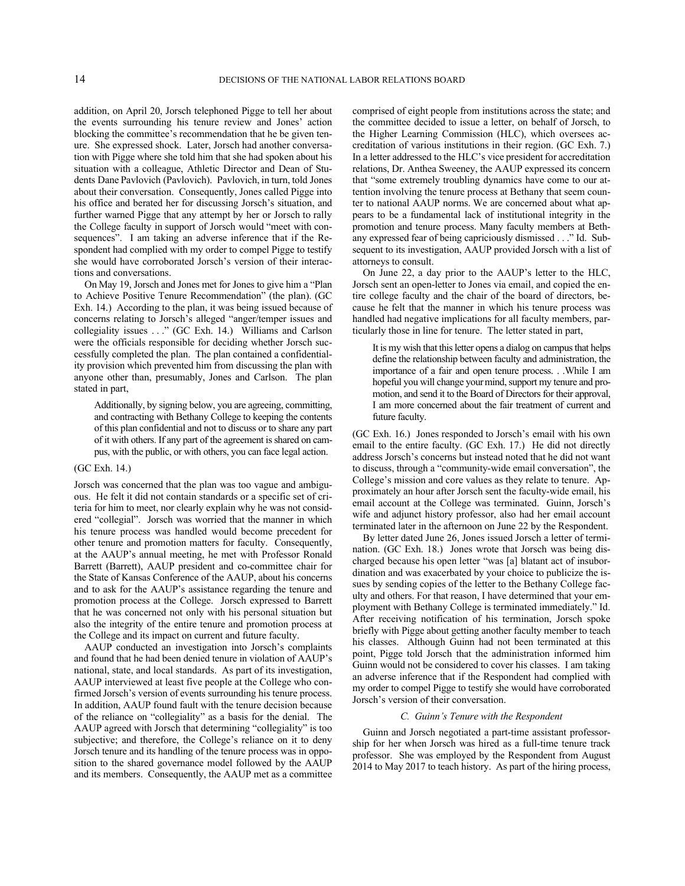addition, on April 20, Jorsch telephoned Pigge to tell her about the events surrounding his tenure review and Jones' action blocking the committee's recommendation that he be given tenure. She expressed shock. Later, Jorsch had another conversation with Pigge where she told him that she had spoken about his situation with a colleague, Athletic Director and Dean of Students Dane Pavlovich (Pavlovich). Pavlovich, in turn, told Jones about their conversation. Consequently, Jones called Pigge into his office and berated her for discussing Jorsch's situation, and further warned Pigge that any attempt by her or Jorsch to rally the College faculty in support of Jorsch would "meet with consequences". I am taking an adverse inference that if the Respondent had complied with my order to compel Pigge to testify she would have corroborated Jorsch's version of their interactions and conversations.

On May 19, Jorsch and Jones met for Jones to give him a "Plan to Achieve Positive Tenure Recommendation" (the plan). (GC Exh. 14.) According to the plan, it was being issued because of concerns relating to Jorsch's alleged "anger/temper issues and collegiality issues . . ." (GC Exh. 14.) Williams and Carlson were the officials responsible for deciding whether Jorsch successfully completed the plan. The plan contained a confidentiality provision which prevented him from discussing the plan with anyone other than, presumably, Jones and Carlson. The plan stated in part,

> Additionally, by signing below, you are agreeing, committing, and contracting with Bethany College to keeping the contents of this plan confidential and not to discuss or to share any part of it with others. If any part of the agreement is shared on campus, with the public, or with others, you can face legal action.

(GC Exh. 14.)

Jorsch was concerned that the plan was too vague and ambiguous. He felt it did not contain standards or a specific set of criteria for him to meet, nor clearly explain why he was not considered "collegial". Jorsch was worried that the manner in which his tenure process was handled would become precedent for other tenure and promotion matters for faculty. Consequently, at the AAUP's annual meeting, he met with Professor Ronald Barrett (Barrett), AAUP president and co-committee chair for the State of Kansas Conference of the AAUP, about his concerns and to ask for the AAUP's assistance regarding the tenure and promotion process at the College. Jorsch expressed to Barrett that he was concerned not only with his personal situation but also the integrity of the entire tenure and promotion process at the College and its impact on current and future faculty.

AAUP conducted an investigation into Jorsch's complaints and found that he had been denied tenure in violation of AAUP's national, state, and local standards. As part of its investigation, AAUP interviewed at least five people at the College who confirmed Jorsch's version of events surrounding his tenure process. In addition, AAUP found fault with the tenure decision because of the reliance on "collegiality" as a basis for the denial. The AAUP agreed with Jorsch that determining "collegiality" is too subjective; and therefore, the College's reliance on it to deny Jorsch tenure and its handling of the tenure process was in opposition to the shared governance model followed by the AAUP and its members. Consequently, the AAUP met as a committee comprised of eight people from institutions across the state; and the committee decided to issue a letter, on behalf of Jorsch, to the Higher Learning Commission (HLC), which oversees accreditation of various institutions in their region. (GC Exh. 7.) In a letter addressed to the HLC's vice president for accreditation relations, Dr. Anthea Sweeney, the AAUP expressed its concern that "some extremely troubling dynamics have come to our attention involving the tenure process at Bethany that seem counter to national AAUP norms. We are concerned about what appears to be a fundamental lack of institutional integrity in the promotion and tenure process. Many faculty members at Bethany expressed fear of being capriciously dismissed . . ." Id. Subsequent to its investigation, AAUP provided Jorsch with a list of attorneys to consult.

On June 22, a day prior to the AAUP's letter to the HLC, Jorsch sent an open-letter to Jones via email, and copied the entire college faculty and the chair of the board of directors, because he felt that the manner in which his tenure process was handled had negative implications for all faculty members, particularly those in line for tenure. The letter stated in part,

> It is my wish that this letter opens a dialog on campus that helps define the relationship between faculty and administration, the importance of a fair and open tenure process. . .While I am hopeful you will change your mind, support my tenure and promotion, and send it to the Board of Directors for their approval, I am more concerned about the fair treatment of current and future faculty.

(GC Exh. 16.) Jones responded to Jorsch's email with his own email to the entire faculty. (GC Exh. 17.) He did not directly address Jorsch's concerns but instead noted that he did not want to discuss, through a "community-wide email conversation", the College's mission and core values as they relate to tenure. Approximately an hour after Jorsch sent the faculty-wide email, his email account at the College was terminated. Guinn, Jorsch's wife and adjunct history professor, also had her email account terminated later in the afternoon on June 22 by the Respondent.

By letter dated June 26, Jones issued Jorsch a letter of termination. (GC Exh. 18.) Jones wrote that Jorsch was being discharged because his open letter "was [a] blatant act of insubordination and was exacerbated by your choice to publicize the issues by sending copies of the letter to the Bethany College faculty and others. For that reason, I have determined that your employment with Bethany College is terminated immediately." Id. After receiving notification of his termination, Jorsch spoke briefly with Pigge about getting another faculty member to teach his classes. Although Guinn had not been terminated at this point, Pigge told Jorsch that the administration informed him Guinn would not be considered to cover his classes. I am taking an adverse inference that if the Respondent had complied with my order to compel Pigge to testify she would have corroborated Jorsch's version of their conversation.

### *C. Guinn's Tenure with the Respondent*

Guinn and Jorsch negotiated a part-time assistant professorship for her when Jorsch was hired as a full-time tenure track professor. She was employed by the Respondent from August 2014 to May 2017 to teach history. As part of the hiring process,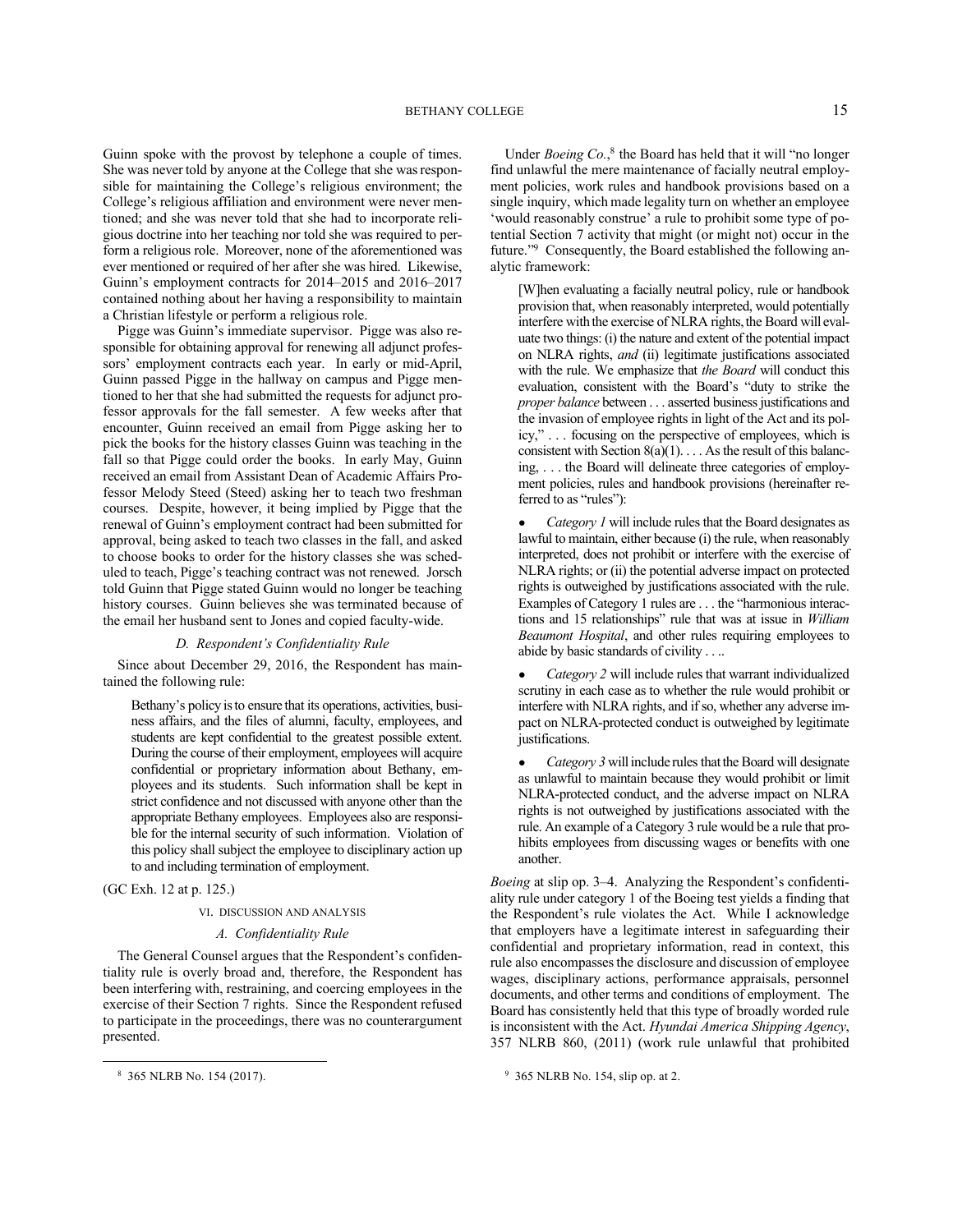Guinn spoke with the provost by telephone a couple of times. She was never told by anyone at the College that she was responsible for maintaining the College's religious environment; the College's religious affiliation and environment were never mentioned; and she was never told that she had to incorporate religious doctrine into her teaching nor told she was required to perform a religious role. Moreover, none of the aforementioned was ever mentioned or required of her after she was hired. Likewise, Guinn's employment contracts for 2014–2015 and 2016–2017 contained nothing about her having a responsibility to maintain a Christian lifestyle or perform a religious role.

Pigge was Guinn's immediate supervisor. Pigge was also responsible for obtaining approval for renewing all adjunct professors' employment contracts each year. In early or mid-April, Guinn passed Pigge in the hallway on campus and Pigge mentioned to her that she had submitted the requests for adjunct professor approvals for the fall semester. A few weeks after that encounter, Guinn received an email from Pigge asking her to pick the books for the history classes Guinn was teaching in the fall so that Pigge could order the books. In early May, Guinn received an email from Assistant Dean of Academic Affairs Professor Melody Steed (Steed) asking her to teach two freshman courses. Despite, however, it being implied by Pigge that the renewal of Guinn's employment contract had been submitted for approval, being asked to teach two classes in the fall, and asked to choose books to order for the history classes she was scheduled to teach, Pigge's teaching contract was not renewed. Jorsch told Guinn that Pigge stated Guinn would no longer be teaching history courses. Guinn believes she was terminated because of the email her husband sent to Jones and copied faculty-wide.

### *D. Respondent's Confidentiality Rule*

Since about December 29, 2016, the Respondent has maintained the following rule:

> Bethany's policy is to ensure that its operations, activities, business affairs, and the files of alumni, faculty, employees, and students are kept confidential to the greatest possible extent. During the course of their employment, employees will acquire confidential or proprietary information about Bethany, employees and its students. Such information shall be kept in strict confidence and not discussed with anyone other than the appropriate Bethany employees. Employees also are responsible for the internal security of such information. Violation of this policy shall subject the employee to disciplinary action up to and including termination of employment.

(GC Exh. 12 at p. 125.)

## VI. DISCUSSION AND ANALYSIS

### *A. Confidentiality Rule*

The General Counsel argues that the Respondent's confidentiality rule is overly broad and, therefore, the Respondent has been interfering with, restraining, and coercing employees in the exercise of their Section 7 rights. Since the Respondent refused to participate in the proceedings, there was no counterargument presented.

Under *Boeing Co.*,[8] the Board has held that it will "no longer find unlawful the mere maintenance of facially neutral employment policies, work rules and handbook provisions based on a single inquiry, which made legality turn on whether an employee 'would reasonably construe' a rule to prohibit some type of potential Section 7 activity that might (or might not) occur in the future."[9] Consequently, the Board established the following analytic framework:

> [W]hen evaluating a facially neutral policy, rule or handbook provision that, when reasonably interpreted, would potentially interfere with the exercise of NLRA rights, the Board will evaluate two things: (i) the nature and extent of the potential impact on NLRA rights, *and* (ii) legitimate justifications associated with the rule. We emphasize that *the Board* will conduct this evaluation, consistent with the Board's "duty to strike the *proper balance* between . . . asserted business justifications and the invasion of employee rights in light of the Act and its policy," . . . focusing on the perspective of employees, which is consistent with Section 8(a)(1). . . . As the result of this balancing, . . . the Board will delineate three categories of employment policies, rules and handbook provisions (hereinafter referred to as "rules"):
>
> - *Category 1* will include rules that the Board designates as lawful to maintain, either because (i) the rule, when reasonably interpreted, does not prohibit or interfere with the exercise of NLRA rights; or (ii) the potential adverse impact on protected rights is outweighed by justifications associated with the rule. Examples of Category 1 rules are . . . the "harmonious interactions and 15 relationships" rule that was at issue in *William Beaumont Hospital*, and other rules requiring employees to abide by basic standards of civility . . ..
> - *Category 2* will include rules that warrant individualized scrutiny in each case as to whether the rule would prohibit or interfere with NLRA rights, and if so, whether any adverse impact on NLRA-protected conduct is outweighed by legitimate justifications.
> - *Category 3* will include rules that the Board will designate as unlawful to maintain because they would prohibit or limit NLRA-protected conduct, and the adverse impact on NLRA rights is not outweighed by justifications associated with the rule. An example of a Category 3 rule would be a rule that prohibits employees from discussing wages or benefits with one another.

*Boeing* at slip op. 3–4. Analyzing the Respondent's confidentiality rule under category 1 of the Boeing test yields a finding that the Respondent's rule violates the Act. While I acknowledge that employers have a legitimate interest in safeguarding their confidential and proprietary information, read in context, this rule also encompasses the disclosure and discussion of employee wages, disciplinary actions, performance appraisals, personnel documents, and other terms and conditions of employment. The Board has consistently held that this type of broadly worded rule is inconsistent with the Act. *Hyundai America Shipping Agency*, 357 NLRB 860, (2011) (work rule unlawful that prohibited

---

[8] 365 NLRB No. 154 (2017).

[9] 365 NLRB No. 154, slip op. at 2.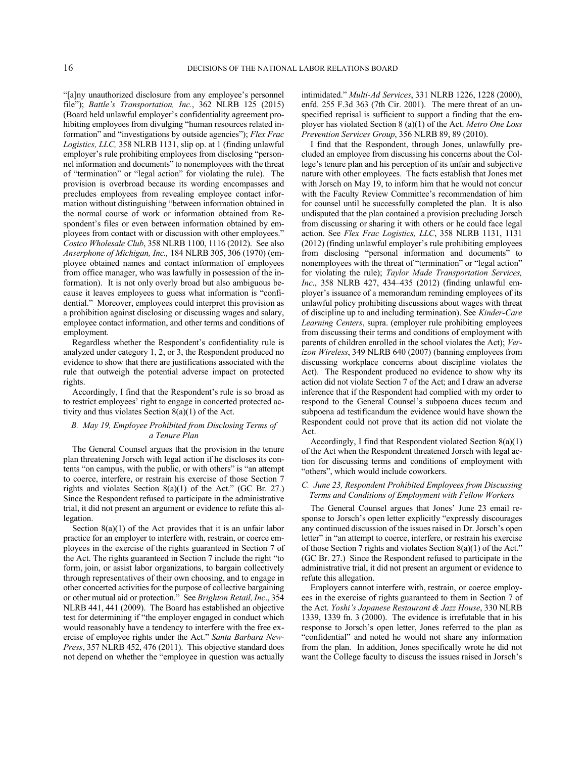"[a]ny unauthorized disclosure from any employee's personnel file"); *Battle's Transportation, Inc.*, 362 NLRB 125 (2015) (Board held unlawful employer's confidentiality agreement prohibiting employees from divulging "human resources related information" and "investigations by outside agencies"); *Flex Frac Logistics, LLC,* 358 NLRB 1131, slip op. at 1 (finding unlawful employer's rule prohibiting employees from disclosing "personnel information and documents" to nonemployees with the threat of "termination" or "legal action" for violating the rule). The provision is overbroad because its wording encompasses and precludes employees from revealing employee contact information without distinguishing "between information obtained in the normal course of work or information obtained from Respondent's files or even between information obtained by employees from contact with or discussion with other employees." *Costco Wholesale Club*, 358 NLRB 1100, 1116 (2012). See also *Anserphone of Michigan, Inc.,* 184 NLRB 305, 306 (1970) (employee obtained names and contact information of employees from office manager, who was lawfully in possession of the information). It is not only overly broad but also ambiguous because it leaves employees to guess what information is "confidential." Moreover, employees could interpret this provision as a prohibition against disclosing or discussing wages and salary, employee contact information, and other terms and conditions of employment.

Regardless whether the Respondent's confidentiality rule is analyzed under category 1, 2, or 3, the Respondent produced no evidence to show that there are justifications associated with the rule that outweigh the potential adverse impact on protected rights.

Accordingly, I find that the Respondent's rule is so broad as to restrict employees' right to engage in concerted protected activity and thus violates Section 8(a)(1) of the Act.

### *B. May 19, Employee Prohibited from Disclosing Terms of a Tenure Plan*

The General Counsel argues that the provision in the tenure plan threatening Jorsch with legal action if he discloses its contents "on campus, with the public, or with others" is "an attempt to coerce, interfere, or restrain his exercise of those Section 7 rights and violates Section 8(a)(1) of the Act." (GC Br. 27.) Since the Respondent refused to participate in the administrative trial, it did not present an argument or evidence to refute this allegation.

Section 8(a)(1) of the Act provides that it is an unfair labor practice for an employer to interfere with, restrain, or coerce employees in the exercise of the rights guaranteed in Section 7 of the Act. The rights guaranteed in Section 7 include the right "to form, join, or assist labor organizations, to bargain collectively through representatives of their own choosing, and to engage in other concerted activities for the purpose of collective bargaining or other mutual aid or protection." See *Brighton Retail, Inc*., 354 NLRB 441, 441 (2009). The Board has established an objective test for determining if "the employer engaged in conduct which would reasonably have a tendency to interfere with the free exercise of employee rights under the Act." *Santa Barbara New-Press*, 357 NLRB 452, 476 (2011). This objective standard does not depend on whether the "employee in question was actually intimidated." *Multi-Ad Services*, 331 NLRB 1226, 1228 (2000), enfd. 255 F.3d 363 (7th Cir. 2001). The mere threat of an unspecified reprisal is sufficient to support a finding that the employer has violated Section 8 (a)(1) of the Act. *Metro One Loss Prevention Services Group*, 356 NLRB 89, 89 (2010).

I find that the Respondent, through Jones, unlawfully precluded an employee from discussing his concerns about the College's tenure plan and his perception of its unfair and subjective nature with other employees. The facts establish that Jones met with Jorsch on May 19, to inform him that he would not concur with the Faculty Review Committee's recommendation of him for counsel until he successfully completed the plan. It is also undisputed that the plan contained a provision precluding Jorsch from discussing or sharing it with others or he could face legal action. See *Flex Frac Logistics, LLC*, 358 NLRB 1131, 1131 (2012) (finding unlawful employer's rule prohibiting employees from disclosing "personal information and documents" to nonemployees with the threat of "termination" or "legal action" for violating the rule); *Taylor Made Transportation Services, Inc*., 358 NLRB 427, 434–435 (2012) (finding unlawful employer's issuance of a memorandum reminding employees of its unlawful policy prohibiting discussions about wages with threat of discipline up to and including termination). See *Kinder-Care Learning Centers*, supra. (employer rule prohibiting employees from discussing their terms and conditions of employment with parents of children enrolled in the school violates the Act); *Verizon Wireless*, 349 NLRB 640 (2007) (banning employees from discussing workplace concerns about discipline violates the Act). The Respondent produced no evidence to show why its action did not violate Section 7 of the Act; and I draw an adverse inference that if the Respondent had complied with my order to respond to the General Counsel's subpoena duces tecum and subpoena ad testificandum the evidence would have shown the Respondent could not prove that its action did not violate the Act.

Accordingly, I find that Respondent violated Section 8(a)(1) of the Act when the Respondent threatened Jorsch with legal action for discussing terms and conditions of employment with "others", which would include coworkers.

### *C. June 23, Respondent Prohibited Employees from Discussing Terms and Conditions of Employment with Fellow Workers*

The General Counsel argues that Jones' June 23 email response to Jorsch's open letter explicitly "expressly discourages any continued discussion of the issues raised in Dr. Jorsch's open letter" in "an attempt to coerce, interfere, or restrain his exercise of those Section 7 rights and violates Section 8(a)(1) of the Act." (GC Br. 27.) Since the Respondent refused to participate in the administrative trial, it did not present an argument or evidence to refute this allegation.

Employers cannot interfere with, restrain, or coerce employees in the exercise of rights guaranteed to them in Section 7 of the Act. *Yoshi's Japanese Restaurant & Jazz House*, 330 NLRB 1339, 1339 fn. 3 (2000). The evidence is irrefutable that in his response to Jorsch's open letter, Jones referred to the plan as "confidential" and noted he would not share any information from the plan. In addition, Jones specifically wrote he did not want the College faculty to discuss the issues raised in Jorsch's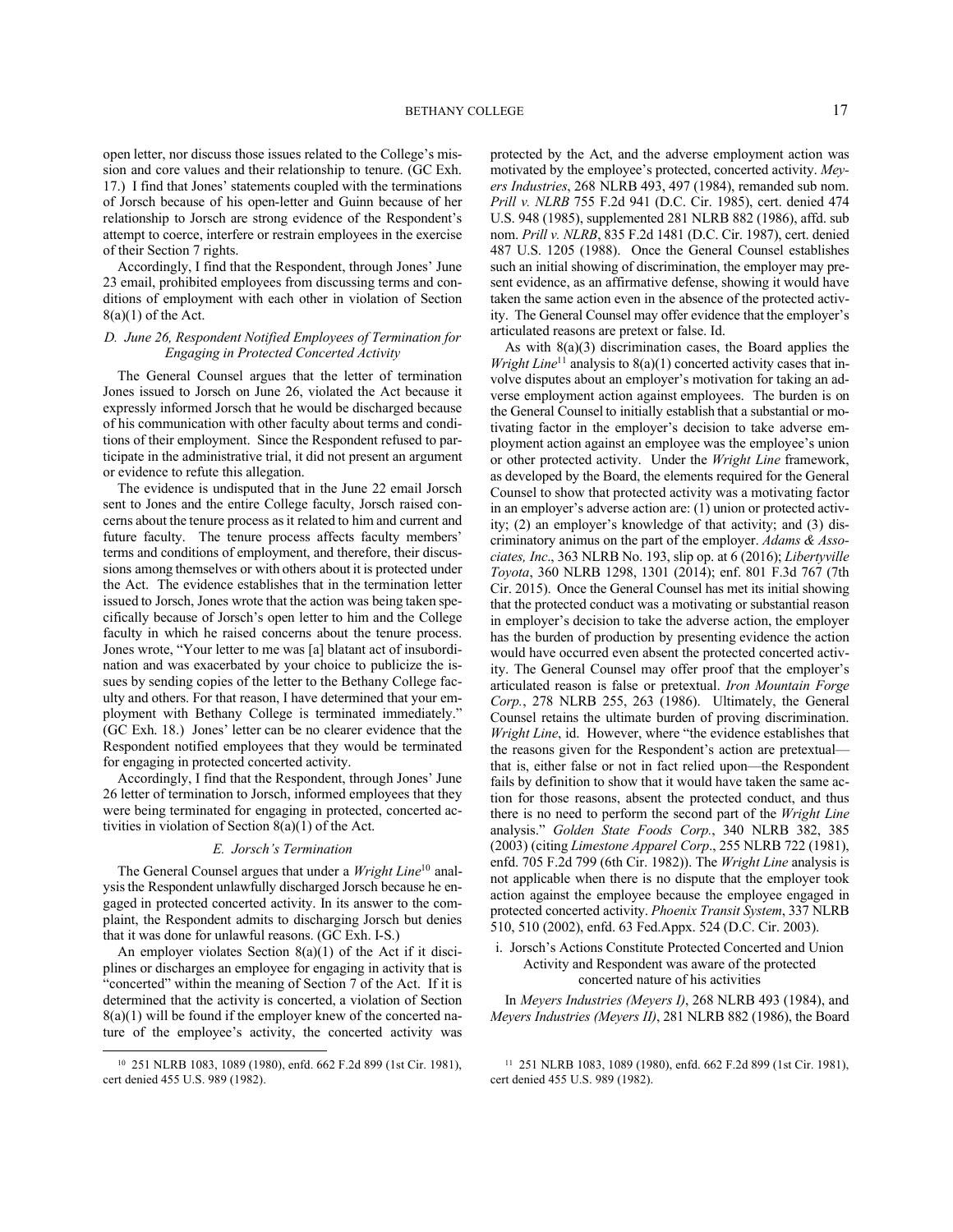open letter, nor discuss those issues related to the College's mission and core values and their relationship to tenure. (GC Exh. 17.) I find that Jones' statements coupled with the terminations of Jorsch because of his open-letter and Guinn because of her relationship to Jorsch are strong evidence of the Respondent's attempt to coerce, interfere or restrain employees in the exercise of their Section 7 rights.

Accordingly, I find that the Respondent, through Jones' June 23 email, prohibited employees from discussing terms and conditions of employment with each other in violation of Section 8(a)(1) of the Act.

### *D. June 26, Respondent Notified Employees of Termination for Engaging in Protected Concerted Activity*

The General Counsel argues that the letter of termination Jones issued to Jorsch on June 26, violated the Act because it expressly informed Jorsch that he would be discharged because of his communication with other faculty about terms and conditions of their employment. Since the Respondent refused to participate in the administrative trial, it did not present an argument or evidence to refute this allegation.

The evidence is undisputed that in the June 22 email Jorsch sent to Jones and the entire College faculty, Jorsch raised concerns about the tenure process as it related to him and current and future faculty. The tenure process affects faculty members' terms and conditions of employment, and therefore, their discussions among themselves or with others about it is protected under the Act. The evidence establishes that in the termination letter issued to Jorsch, Jones wrote that the action was being taken specifically because of Jorsch's open letter to him and the College faculty in which he raised concerns about the tenure process. Jones wrote, "Your letter to me was [a] blatant act of insubordination and was exacerbated by your choice to publicize the issues by sending copies of the letter to the Bethany College faculty and others. For that reason, I have determined that your employment with Bethany College is terminated immediately." (GC Exh. 18.) Jones' letter can be no clearer evidence that the Respondent notified employees that they would be terminated for engaging in protected concerted activity.

Accordingly, I find that the Respondent, through Jones' June 26 letter of termination to Jorsch, informed employees that they were being terminated for engaging in protected, concerted activities in violation of Section 8(a)(1) of the Act.

### *E. Jorsch's Termination*

The General Counsel argues that under a *Wright Line*[10] analysis the Respondent unlawfully discharged Jorsch because he engaged in protected concerted activity. In its answer to the complaint, the Respondent admits to discharging Jorsch but denies that it was done for unlawful reasons. (GC Exh. I-S.)

An employer violates Section 8(a)(1) of the Act if it disciplines or discharges an employee for engaging in activity that is "concerted" within the meaning of Section 7 of the Act. If it is determined that the activity is concerted, a violation of Section 8(a)(1) will be found if the employer knew of the concerted nature of the employee's activity, the concerted activity was protected by the Act, and the adverse employment action was motivated by the employee's protected, concerted activity. *Meyers Industries*, 268 NLRB 493, 497 (1984), remanded sub nom. *Prill v. NLRB* 755 F.2d 941 (D.C. Cir. 1985), cert. denied 474 U.S. 948 (1985), supplemented 281 NLRB 882 (1986), affd. sub nom. *Prill v. NLRB*, 835 F.2d 1481 (D.C. Cir. 1987), cert. denied 487 U.S. 1205 (1988). Once the General Counsel establishes such an initial showing of discrimination, the employer may present evidence, as an affirmative defense, showing it would have taken the same action even in the absence of the protected activity. The General Counsel may offer evidence that the employer's articulated reasons are pretext or false. Id.

As with 8(a)(3) discrimination cases, the Board applies the *Wright Line*[11] analysis to 8(a)(1) concerted activity cases that involve disputes about an employer's motivation for taking an adverse employment action against employees. The burden is on the General Counsel to initially establish that a substantial or motivating factor in the employer's decision to take adverse employment action against an employee was the employee's union or other protected activity. Under the *Wright Line* framework, as developed by the Board, the elements required for the General Counsel to show that protected activity was a motivating factor in an employer's adverse action are: (1) union or protected activity; (2) an employer's knowledge of that activity; and (3) discriminatory animus on the part of the employer. *Adams & Associates, Inc*., 363 NLRB No. 193, slip op. at 6 (2016); *Libertyville Toyota*, 360 NLRB 1298, 1301 (2014); enf. 801 F.3d 767 (7th Cir. 2015). Once the General Counsel has met its initial showing that the protected conduct was a motivating or substantial reason in employer's decision to take the adverse action, the employer has the burden of production by presenting evidence the action would have occurred even absent the protected concerted activity. The General Counsel may offer proof that the employer's articulated reason is false or pretextual. *Iron Mountain Forge Corp.*, 278 NLRB 255, 263 (1986). Ultimately, the General Counsel retains the ultimate burden of proving discrimination. *Wright Line*, id. However, where "the evidence establishes that the reasons given for the Respondent's action are pretextual—that is, either false or not in fact relied upon—the Respondent fails by definition to show that it would have taken the same action for those reasons, absent the protected conduct, and thus there is no need to perform the second part of the *Wright Line* analysis." *Golden State Foods Corp.*, 340 NLRB 382, 385 (2003) (citing *Limestone Apparel Corp*., 255 NLRB 722 (1981), enfd. 705 F.2d 799 (6th Cir. 1982)). The *Wright Line* analysis is not applicable when there is no dispute that the employer took action against the employee because the employee engaged in protected concerted activity. *Phoenix Transit System*, 337 NLRB 510, 510 (2002), enfd. 63 Fed.Appx. 524 (D.C. Cir. 2003).

#### i. Jorsch's Actions Constitute Protected Concerted and Union Activity and Respondent was aware of the protected concerted nature of his activities

In *Meyers Industries (Meyers I)*, 268 NLRB 493 (1984), and *Meyers Industries (Meyers II)*, 281 NLRB 882 (1986), the Board

---

[10] 251 NLRB 1083, 1089 (1980), enfd. 662 F.2d 899 (1st Cir. 1981), cert denied 455 U.S. 989 (1982).

[11] 251 NLRB 1083, 1089 (1980), enfd. 662 F.2d 899 (1st Cir. 1981), cert denied 455 U.S. 989 (1982).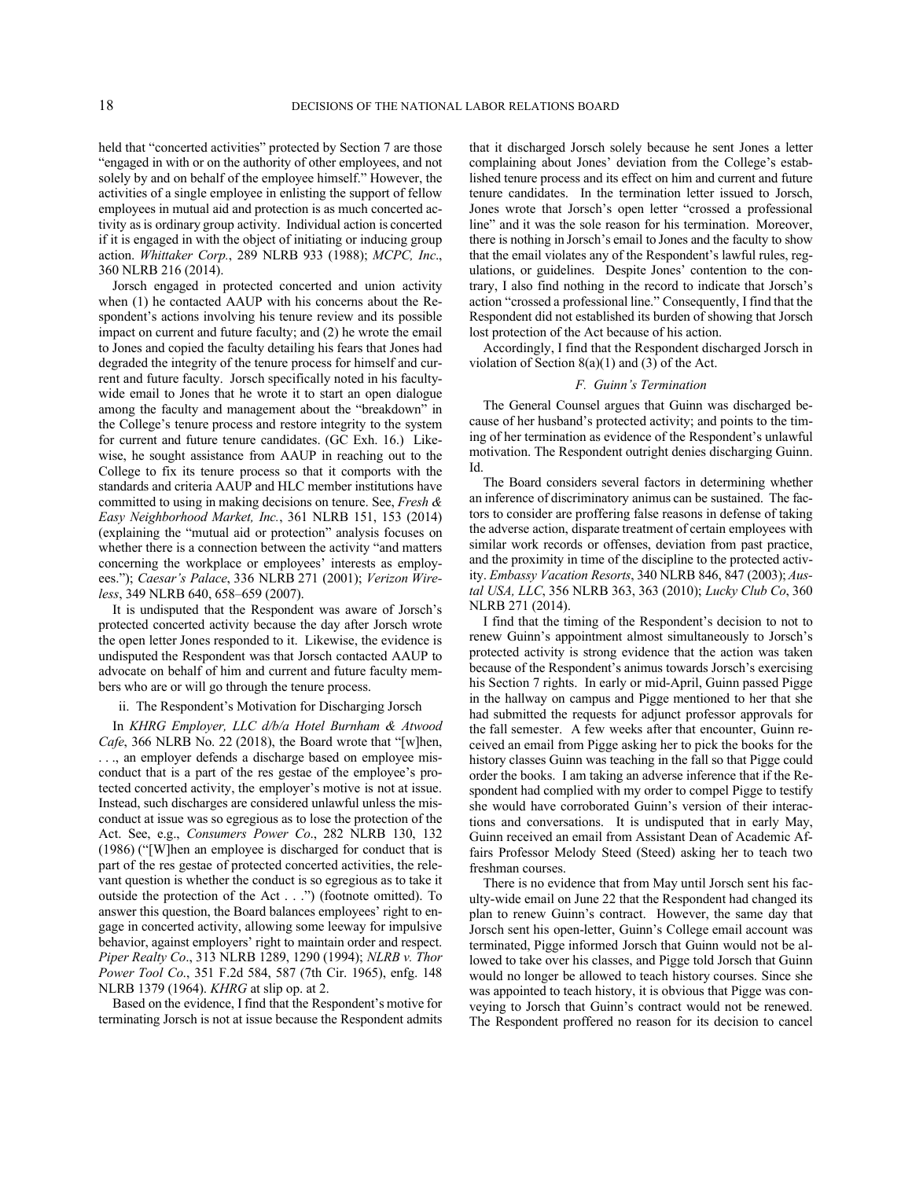held that "concerted activities" protected by Section 7 are those "engaged in with or on the authority of other employees, and not solely by and on behalf of the employee himself." However, the activities of a single employee in enlisting the support of fellow employees in mutual aid and protection is as much concerted activity as is ordinary group activity. Individual action is concerted if it is engaged in with the object of initiating or inducing group action. *Whittaker Corp.*, 289 NLRB 933 (1988); *MCPC, Inc.*, 360 NLRB 216 (2014).

Jorsch engaged in protected concerted and union activity when (1) he contacted AAUP with his concerns about the Respondent's actions involving his tenure review and its possible impact on current and future faculty; and (2) he wrote the email to Jones and copied the faculty detailing his fears that Jones had degraded the integrity of the tenure process for himself and current and future faculty. Jorsch specifically noted in his faculty-wide email to Jones that he wrote it to start an open dialogue among the faculty and management about the "breakdown" in the College's tenure process and restore integrity to the system for current and future tenure candidates. (GC Exh. 16.) Likewise, he sought assistance from AAUP in reaching out to the College to fix its tenure process so that it comports with the standards and criteria AAUP and HLC member institutions have committed to using in making decisions on tenure. See, *Fresh & Easy Neighborhood Market, Inc.*, 361 NLRB 151, 153 (2014) (explaining the "mutual aid or protection" analysis focuses on whether there is a connection between the activity "and matters concerning the workplace or employees' interests as employees."); *Caesar's Palace*, 336 NLRB 271 (2001); *Verizon Wireless*, 349 NLRB 640, 658–659 (2007).

It is undisputed that the Respondent was aware of Jorsch's protected concerted activity because the day after Jorsch wrote the open letter Jones responded to it. Likewise, the evidence is undisputed the Respondent was that Jorsch contacted AAUP to advocate on behalf of him and current and future faculty members who are or will go through the tenure process.

ii. The Respondent's Motivation for Discharging Jorsch

In *KHRG Employer, LLC d/b/a Hotel Burnham & Atwood Cafe*, 366 NLRB No. 22 (2018), the Board wrote that "[w]hen, . . ., an employer defends a discharge based on employee misconduct that is a part of the res gestae of the employee's protected concerted activity, the employer's motive is not at issue. Instead, such discharges are considered unlawful unless the misconduct at issue was so egregious as to lose the protection of the Act. See, e.g., *Consumers Power Co*., 282 NLRB 130, 132 (1986) ("[W]hen an employee is discharged for conduct that is part of the res gestae of protected concerted activities, the relevant question is whether the conduct is so egregious as to take it outside the protection of the Act . . .") (footnote omitted). To answer this question, the Board balances employees' right to engage in concerted activity, allowing some leeway for impulsive behavior, against employers' right to maintain order and respect. *Piper Realty Co*., 313 NLRB 1289, 1290 (1994); *NLRB v. Thor Power Tool Co*., 351 F.2d 584, 587 (7th Cir. 1965), enfg. 148 NLRB 1379 (1964). *KHRG* at slip op. at 2.

Based on the evidence, I find that the Respondent's motive for terminating Jorsch is not at issue because the Respondent admits that it discharged Jorsch solely because he sent Jones a letter complaining about Jones' deviation from the College's established tenure process and its effect on him and current and future tenure candidates. In the termination letter issued to Jorsch, Jones wrote that Jorsch's open letter "crossed a professional line" and it was the sole reason for his termination. Moreover, there is nothing in Jorsch's email to Jones and the faculty to show that the email violates any of the Respondent's lawful rules, regulations, or guidelines. Despite Jones' contention to the contrary, I also find nothing in the record to indicate that Jorsch's action "crossed a professional line." Consequently, I find that the Respondent did not established its burden of showing that Jorsch lost protection of the Act because of his action.

Accordingly, I find that the Respondent discharged Jorsch in violation of Section 8(a)(1) and (3) of the Act.

### *F. Guinn's Termination*

The General Counsel argues that Guinn was discharged because of her husband's protected activity; and points to the timing of her termination as evidence of the Respondent's unlawful motivation. The Respondent outright denies discharging Guinn. Id.

The Board considers several factors in determining whether an inference of discriminatory animus can be sustained. The factors to consider are proffering false reasons in defense of taking the adverse action, disparate treatment of certain employees with similar work records or offenses, deviation from past practice, and the proximity in time of the discipline to the protected activity. *Embassy Vacation Resorts*, 340 NLRB 846, 847 (2003); *Austal USA, LLC*, 356 NLRB 363, 363 (2010); *Lucky Club Co*, 360 NLRB 271 (2014).

I find that the timing of the Respondent's decision to not to renew Guinn's appointment almost simultaneously to Jorsch's protected activity is strong evidence that the action was taken because of the Respondent's animus towards Jorsch's exercising his Section 7 rights. In early or mid-April, Guinn passed Pigge in the hallway on campus and Pigge mentioned to her that she had submitted the requests for adjunct professor approvals for the fall semester. A few weeks after that encounter, Guinn received an email from Pigge asking her to pick the books for the history classes Guinn was teaching in the fall so that Pigge could order the books. I am taking an adverse inference that if the Respondent had complied with my order to compel Pigge to testify she would have corroborated Guinn's version of their interactions and conversations. It is undisputed that in early May, Guinn received an email from Assistant Dean of Academic Affairs Professor Melody Steed (Steed) asking her to teach two freshman courses.

There is no evidence that from May until Jorsch sent his faculty-wide email on June 22 that the Respondent had changed its plan to renew Guinn's contract. However, the same day that Jorsch sent his open-letter, Guinn's College email account was terminated, Pigge informed Jorsch that Guinn would not be allowed to take over his classes, and Pigge told Jorsch that Guinn would no longer be allowed to teach history courses. Since she was appointed to teach history, it is obvious that Pigge was conveying to Jorsch that Guinn's contract would not be renewed. The Respondent proffered no reason for its decision to cancel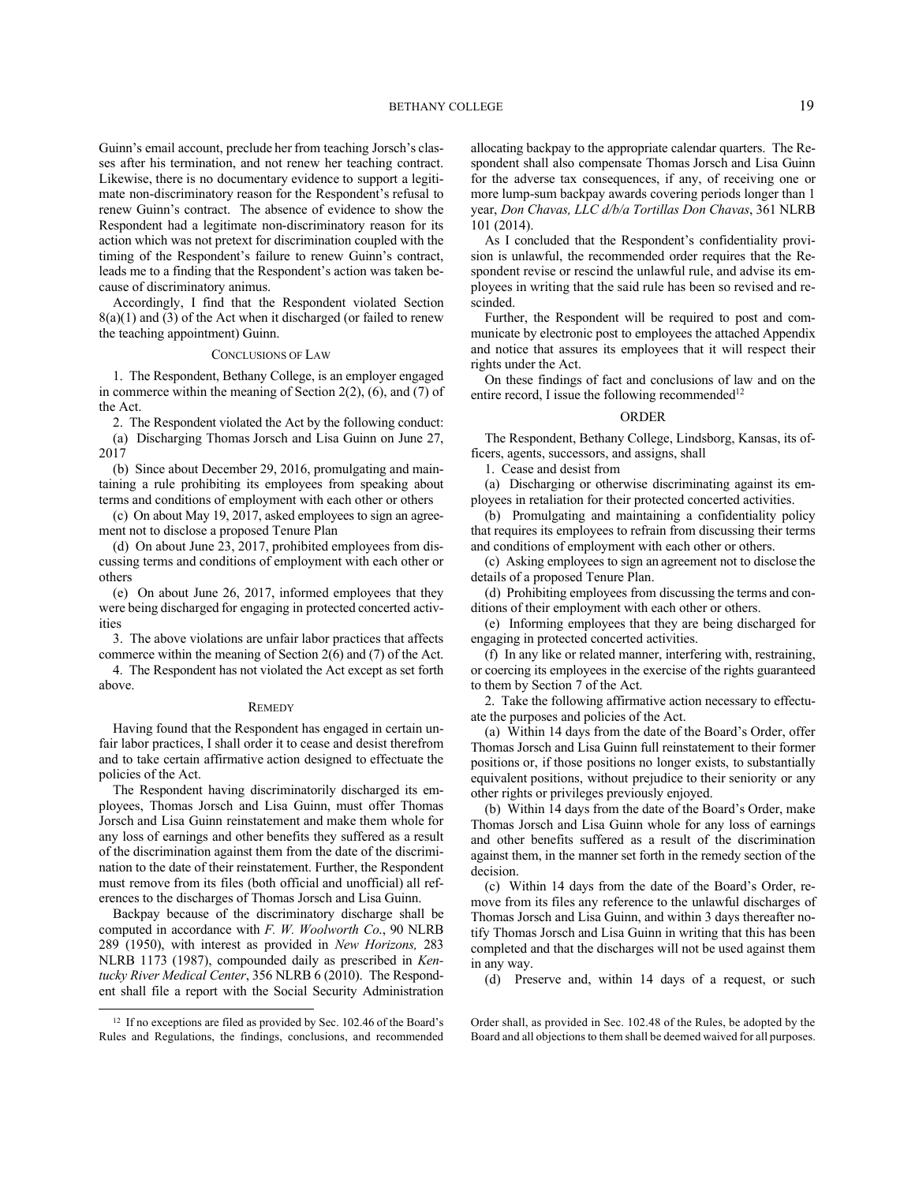Guinn's email account, preclude her from teaching Jorsch's classes after his termination, and not renew her teaching contract. Likewise, there is no documentary evidence to support a legitimate non-discriminatory reason for the Respondent's refusal to renew Guinn's contract. The absence of evidence to show the Respondent had a legitimate non-discriminatory reason for its action which was not pretext for discrimination coupled with the timing of the Respondent's failure to renew Guinn's contract, leads me to a finding that the Respondent's action was taken because of discriminatory animus.

Accordingly, I find that the Respondent violated Section 8(a)(1) and (3) of the Act when it discharged (or failed to renew the teaching appointment) Guinn.

## CONCLUSIONS OF LAW

1. The Respondent, Bethany College, is an employer engaged in commerce within the meaning of Section 2(2), (6), and (7) of the Act.

2. The Respondent violated the Act by the following conduct:

(a) Discharging Thomas Jorsch and Lisa Guinn on June 27, 2017

(b) Since about December 29, 2016, promulgating and maintaining a rule prohibiting its employees from speaking about terms and conditions of employment with each other or others

(c) On about May 19, 2017, asked employees to sign an agreement not to disclose a proposed Tenure Plan

(d) On about June 23, 2017, prohibited employees from discussing terms and conditions of employment with each other or others

(e) On about June 26, 2017, informed employees that they were being discharged for engaging in protected concerted activities

3. The above violations are unfair labor practices that affects commerce within the meaning of Section 2(6) and (7) of the Act.

4. The Respondent has not violated the Act except as set forth above.

## REMEDY

Having found that the Respondent has engaged in certain unfair labor practices, I shall order it to cease and desist therefrom and to take certain affirmative action designed to effectuate the policies of the Act.

The Respondent having discriminatorily discharged its employees, Thomas Jorsch and Lisa Guinn, must offer Thomas Jorsch and Lisa Guinn reinstatement and make them whole for any loss of earnings and other benefits they suffered as a result of the discrimination against them from the date of the discrimination to the date of their reinstatement. Further, the Respondent must remove from its files (both official and unofficial) all references to the discharges of Thomas Jorsch and Lisa Guinn.

Backpay because of the discriminatory discharge shall be computed in accordance with *F. W. Woolworth Co.*, 90 NLRB 289 (1950), with interest as provided in *New Horizons,* 283 NLRB 1173 (1987), compounded daily as prescribed in *Kentucky River Medical Center*, 356 NLRB 6 (2010). The Respondent shall file a report with the Social Security Administration allocating backpay to the appropriate calendar quarters. The Respondent shall also compensate Thomas Jorsch and Lisa Guinn for the adverse tax consequences, if any, of receiving one or more lump-sum backpay awards covering periods longer than 1 year, *Don Chavas, LLC d/b/a Tortillas Don Chavas*, 361 NLRB 101 (2014).

As I concluded that the Respondent's confidentiality provision is unlawful, the recommended order requires that the Respondent revise or rescind the unlawful rule, and advise its employees in writing that the said rule has been so revised and rescinded.

Further, the Respondent will be required to post and communicate by electronic post to employees the attached Appendix and notice that assures its employees that it will respect their rights under the Act.

On these findings of fact and conclusions of law and on the entire record, I issue the following recommended[12]

## ORDER

The Respondent, Bethany College, Lindsborg, Kansas, its officers, agents, successors, and assigns, shall

1. Cease and desist from

(a) Discharging or otherwise discriminating against its employees in retaliation for their protected concerted activities.

(b) Promulgating and maintaining a confidentiality policy that requires its employees to refrain from discussing their terms and conditions of employment with each other or others.

(c) Asking employees to sign an agreement not to disclose the details of a proposed Tenure Plan.

(d) Prohibiting employees from discussing the terms and conditions of their employment with each other or others.

(e) Informing employees that they are being discharged for engaging in protected concerted activities.

(f) In any like or related manner, interfering with, restraining, or coercing its employees in the exercise of the rights guaranteed to them by Section 7 of the Act.

2. Take the following affirmative action necessary to effectuate the purposes and policies of the Act.

(a) Within 14 days from the date of the Board's Order, offer Thomas Jorsch and Lisa Guinn full reinstatement to their former positions or, if those positions no longer exists, to substantially equivalent positions, without prejudice to their seniority or any other rights or privileges previously enjoyed.

(b) Within 14 days from the date of the Board's Order, make Thomas Jorsch and Lisa Guinn whole for any loss of earnings and other benefits suffered as a result of the discrimination against them, in the manner set forth in the remedy section of the decision.

(c) Within 14 days from the date of the Board's Order, remove from its files any reference to the unlawful discharges of Thomas Jorsch and Lisa Guinn, and within 3 days thereafter notify Thomas Jorsch and Lisa Guinn in writing that this has been completed and that the discharges will not be used against them in any way.

(d) Preserve and, within 14 days of a request, or such

[12] If no exceptions are filed as provided by Sec. 102.46 of the Board's Rules and Regulations, the findings, conclusions, and recommended Order shall, as provided in Sec. 102.48 of the Rules, be adopted by the Board and all objections to them shall be deemed waived for all purposes.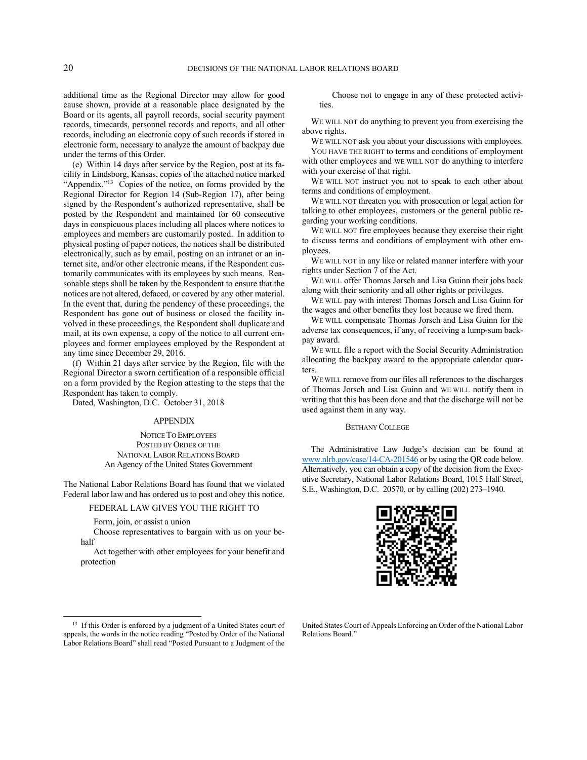additional time as the Regional Director may allow for good cause shown, provide at a reasonable place designated by the Board or its agents, all payroll records, social security payment records, timecards, personnel records and reports, and all other records, including an electronic copy of such records if stored in electronic form, necessary to analyze the amount of backpay due under the terms of this Order.

(e) Within 14 days after service by the Region, post at its facility in Lindsborg, Kansas, copies of the attached notice marked "Appendix."[13] Copies of the notice, on forms provided by the Regional Director for Region 14 (Sub-Region 17), after being signed by the Respondent's authorized representative, shall be posted by the Respondent and maintained for 60 consecutive days in conspicuous places including all places where notices to employees and members are customarily posted. In addition to physical posting of paper notices, the notices shall be distributed electronically, such as by email, posting on an intranet or an internet site, and/or other electronic means, if the Respondent customarily communicates with its employees by such means. Reasonable steps shall be taken by the Respondent to ensure that the notices are not altered, defaced, or covered by any other material. In the event that, during the pendency of these proceedings, the Respondent has gone out of business or closed the facility involved in these proceedings, the Respondent shall duplicate and mail, at its own expense, a copy of the notice to all current employees and former employees employed by the Respondent at any time since December 29, 2016.

(f) Within 21 days after service by the Region, file with the Regional Director a sworn certification of a responsible official on a form provided by the Region attesting to the steps that the Respondent has taken to comply.

Dated, Washington, D.C. October 31, 2018

## APPENDIX

NOTICE TO EMPLOYEES
POSTED BY ORDER OF THE
NATIONAL LABOR RELATIONS BOARD
An Agency of the United States Government

The National Labor Relations Board has found that we violated Federal labor law and has ordered us to post and obey this notice.

FEDERAL LAW GIVES YOU THE RIGHT TO

Form, join, or assist a union

Choose representatives to bargain with us on your behalf

Act together with other employees for your benefit and protection

Choose not to engage in any of these protected activities.

WE WILL NOT do anything to prevent you from exercising the above rights.

WE WILL NOT ask you about your discussions with employees.

YOU HAVE THE RIGHT to terms and conditions of employment with other employees and WE WILL NOT do anything to interfere with your exercise of that right.

WE WILL NOT instruct you not to speak to each other about terms and conditions of employment.

WE WILL NOT threaten you with prosecution or legal action for talking to other employees, customers or the general public regarding your working conditions.

WE WILL NOT fire employees because they exercise their right to discuss terms and conditions of employment with other employees.

WE WILL NOT in any like or related manner interfere with your rights under Section 7 of the Act.

WE WILL offer Thomas Jorsch and Lisa Guinn their jobs back along with their seniority and all other rights or privileges.

WE WILL pay with interest Thomas Jorsch and Lisa Guinn for the wages and other benefits they lost because we fired them.

WE WILL compensate Thomas Jorsch and Lisa Guinn for the adverse tax consequences, if any, of receiving a lump-sum backpay award.

WE WILL file a report with the Social Security Administration allocating the backpay award to the appropriate calendar quarters.

WE WILL remove from our files all references to the discharges of Thomas Jorsch and Lisa Guinn and WE WILL notify them in writing that this has been done and that the discharge will not be used against them in any way.

BETHANY COLLEGE

The Administrative Law Judge's decision can be found at www.nlrb.gov/case/14-CA-201546 or by using the QR code below. Alternatively, you can obtain a copy of the decision from the Executive Secretary, National Labor Relations Board, 1015 Half Street, S.E., Washington, D.C. 20570, or by calling (202) 273–1940.

[13] If this Order is enforced by a judgment of a United States court of appeals, the words in the notice reading "Posted by Order of the National Labor Relations Board" shall read "Posted Pursuant to a Judgment of the United States Court of Appeals Enforcing an Order of the National Labor Relations Board."